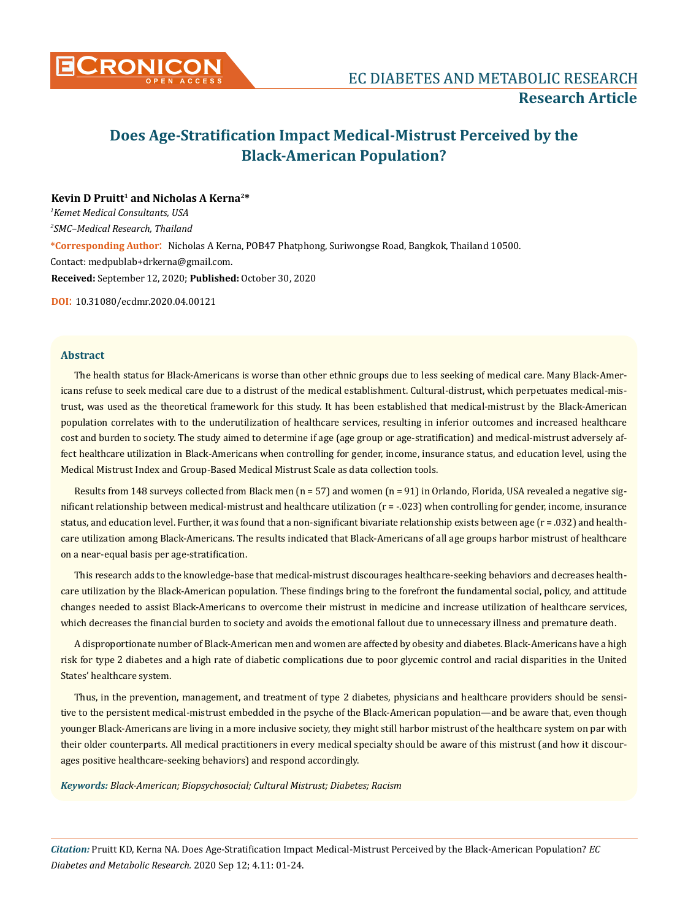EC DIABETES AND METABOLIC RESEARCH

**Research Article**

# Does Age-Stratification Impact Medical-Mistrust Perceived by the Black-American Population?

**Kevin D Pruitt[1] and Nicholas A Kerna[2]***

[1]*Kemet Medical Consultants, USA*

[2]*SMC–Medical Research, Thailand*

***Corresponding Author:** Nicholas A Kerna, POB47 Phatphong, Suriwongse Road, Bangkok, Thailand 10500.

Contact: medpublab+drkerna@gmail.com.

**Received:** September 12, 2020; **Published:** October 30, 2020

**DOI:** 10.31080/ecdmr.2020.04.00121

## Abstract

The health status for Black-Americans is worse than other ethnic groups due to less seeking of medical care. Many Black-Americans refuse to seek medical care due to a distrust of the medical establishment. Cultural-distrust, which perpetuates medical-mistrust, was used as the theoretical framework for this study. It has been established that medical-mistrust by the Black-American population correlates with to the underutilization of healthcare services, resulting in inferior outcomes and increased healthcare cost and burden to society. The study aimed to determine if age (age group or age-stratification) and medical-mistrust adversely affect healthcare utilization in Black-Americans when controlling for gender, income, insurance status, and education level, using the Medical Mistrust Index and Group-Based Medical Mistrust Scale as data collection tools.

Results from 148 surveys collected from Black men ($n = 57$) and women ($n = 91$) in Orlando, Florida, USA revealed a negative significant relationship between medical-mistrust and healthcare utilization ($r = -.023$) when controlling for gender, income, insurance status, and education level. Further, it was found that a non-significant bivariate relationship exists between age ($r = .032$) and healthcare utilization among Black-Americans. The results indicated that Black-Americans of all age groups harbor mistrust of healthcare on a near-equal basis per age-stratification.

This research adds to the knowledge-base that medical-mistrust discourages healthcare-seeking behaviors and decreases healthcare utilization by the Black-American population. These findings bring to the forefront the fundamental social, policy, and attitude changes needed to assist Black-Americans to overcome their mistrust in medicine and increase utilization of healthcare services, which decreases the financial burden to society and avoids the emotional fallout due to unnecessary illness and premature death.

A disproportionate number of Black-American men and women are affected by obesity and diabetes. Black-Americans have a high risk for type 2 diabetes and a high rate of diabetic complications due to poor glycemic control and racial disparities in the United States' healthcare system.

Thus, in the prevention, management, and treatment of type 2 diabetes, physicians and healthcare providers should be sensitive to the persistent medical-mistrust embedded in the psyche of the Black-American population—and be aware that, even though younger Black-Americans are living in a more inclusive society, they might still harbor mistrust of the healthcare system on par with their older counterparts. All medical practitioners in every medical specialty should be aware of this mistrust (and how it discourages positive healthcare-seeking behaviors) and respond accordingly.

***Keywords:*** *Black-American; Biopsychosocial; Cultural Mistrust; Diabetes; Racism*

***Citation:*** Pruitt KD, Kerna NA. Does Age-Stratification Impact Medical-Mistrust Perceived by the Black-American Population? *EC Diabetes and Metabolic Research.* 2020 Sep 12; 4.11: 01-24.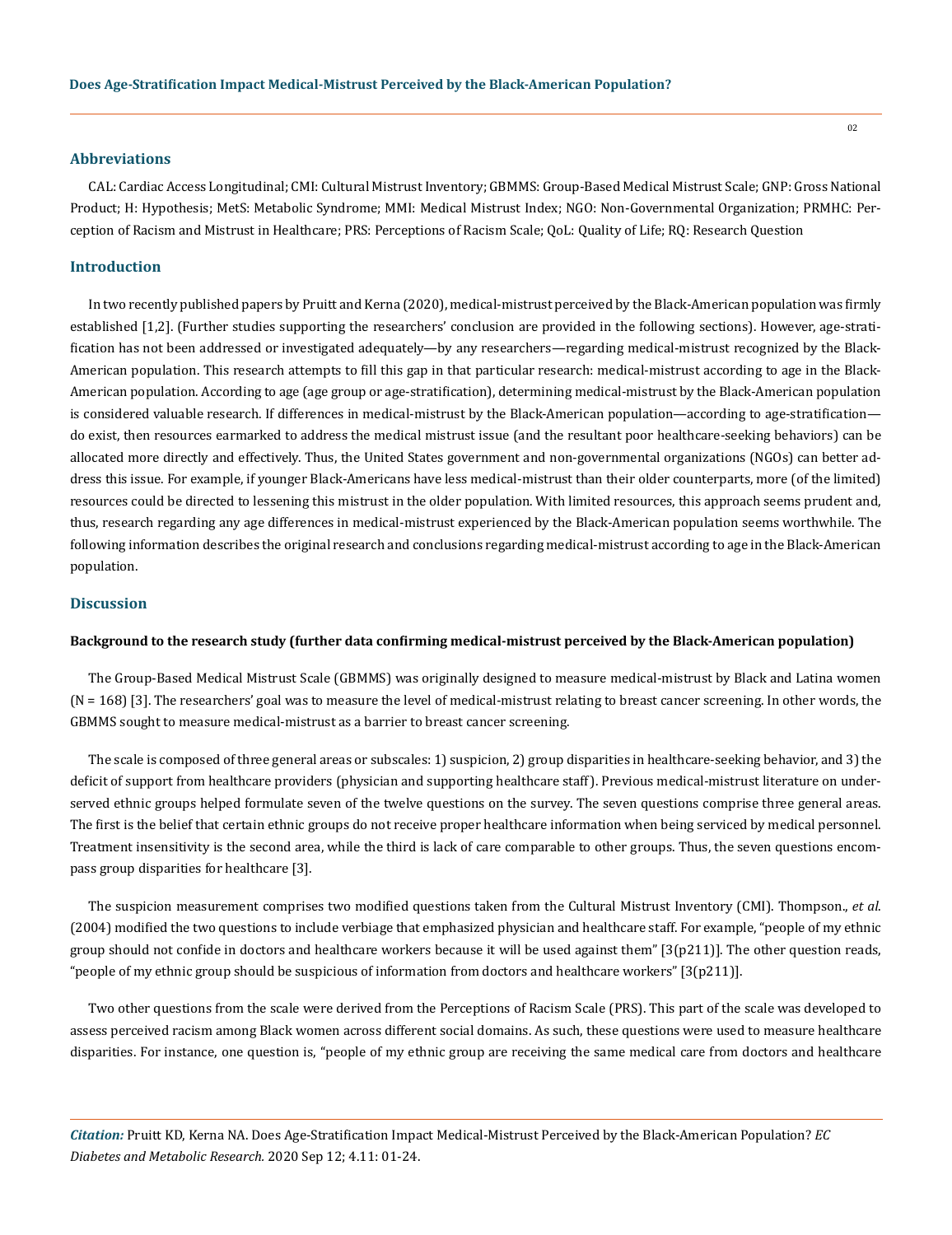## Abbreviations

CAL: Cardiac Access Longitudinal; CMI: Cultural Mistrust Inventory; GBMMS: Group-Based Medical Mistrust Scale; GNP: Gross National Product; H: Hypothesis; MetS: Metabolic Syndrome; MMI: Medical Mistrust Index; NGO: Non-Governmental Organization; PRMHC: Perception of Racism and Mistrust in Healthcare; PRS: Perceptions of Racism Scale; QoL: Quality of Life; RQ: Research Question

## Introduction

In two recently published papers by Pruitt and Kerna (2020), medical-mistrust perceived by the Black-American population was firmly established [1,2]. (Further studies supporting the researchers' conclusion are provided in the following sections). However, age-stratification has not been addressed or investigated adequately—by any researchers—regarding medical-mistrust recognized by the Black-American population. This research attempts to fill this gap in that particular research: medical-mistrust according to age in the Black-American population. According to age (age group or age-stratification), determining medical-mistrust by the Black-American population is considered valuable research. If differences in medical-mistrust by the Black-American population—according to age-stratification—do exist, then resources earmarked to address the medical mistrust issue (and the resultant poor healthcare-seeking behaviors) can be allocated more directly and effectively. Thus, the United States government and non-governmental organizations (NGOs) can better address this issue. For example, if younger Black-Americans have less medical-mistrust than their older counterparts, more (of the limited) resources could be directed to lessening this mistrust in the older population. With limited resources, this approach seems prudent and, thus, research regarding any age differences in medical-mistrust experienced by the Black-American population seems worthwhile. The following information describes the original research and conclusions regarding medical-mistrust according to age in the Black-American population.

## Discussion

### Background to the research study (further data confirming medical-mistrust perceived by the Black-American population)

The Group-Based Medical Mistrust Scale (GBMMS) was originally designed to measure medical-mistrust by Black and Latina women (N = 168) [3]. The researchers' goal was to measure the level of medical-mistrust relating to breast cancer screening. In other words, the GBMMS sought to measure medical-mistrust as a barrier to breast cancer screening.

The scale is composed of three general areas or subscales: 1) suspicion, 2) group disparities in healthcare-seeking behavior, and 3) the deficit of support from healthcare providers (physician and supporting healthcare staff). Previous medical-mistrust literature on underserved ethnic groups helped formulate seven of the twelve questions on the survey. The seven questions comprise three general areas. The first is the belief that certain ethnic groups do not receive proper healthcare information when being serviced by medical personnel. Treatment insensitivity is the second area, while the third is lack of care comparable to other groups. Thus, the seven questions encompass group disparities for healthcare [3].

The suspicion measurement comprises two modified questions taken from the Cultural Mistrust Inventory (CMI). Thompson., *et al*. (2004) modified the two questions to include verbiage that emphasized physician and healthcare staff. For example, "people of my ethnic group should not confide in doctors and healthcare workers because it will be used against them" [3(p211)]. The other question reads, "people of my ethnic group should be suspicious of information from doctors and healthcare workers" [3(p211)].

Two other questions from the scale were derived from the Perceptions of Racism Scale (PRS). This part of the scale was developed to assess perceived racism among Black women across different social domains. As such, these questions were used to measure healthcare disparities. For instance, one question is, "people of my ethnic group are receiving the same medical care from doctors and healthcare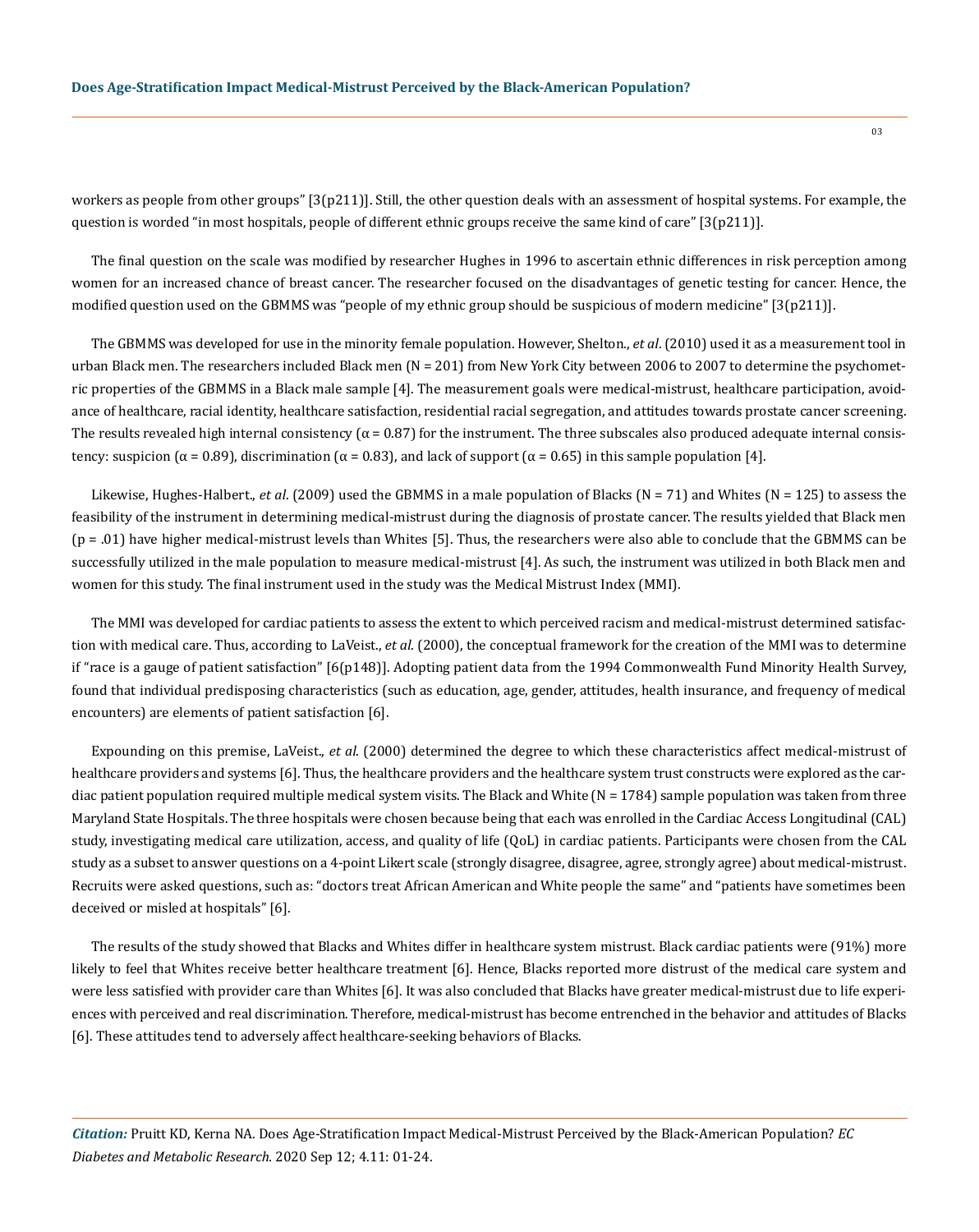workers as people from other groups" [3(p211)]. Still, the other question deals with an assessment of hospital systems. For example, the question is worded "in most hospitals, people of different ethnic groups receive the same kind of care" [3(p211)].

The final question on the scale was modified by researcher Hughes in 1996 to ascertain ethnic differences in risk perception among women for an increased chance of breast cancer. The researcher focused on the disadvantages of genetic testing for cancer. Hence, the modified question used on the GBMMS was "people of my ethnic group should be suspicious of modern medicine" [3(p211)].

The GBMMS was developed for use in the minority female population. However, Shelton., *et al*. (2010) used it as a measurement tool in urban Black men. The researchers included Black men (N = 201) from New York City between 2006 to 2007 to determine the psychometric properties of the GBMMS in a Black male sample [4]. The measurement goals were medical-mistrust, healthcare participation, avoidance of healthcare, racial identity, healthcare satisfaction, residential racial segregation, and attitudes towards prostate cancer screening. The results revealed high internal consistency ($\alpha = 0.87$) for the instrument. The three subscales also produced adequate internal consistency: suspicion ($\alpha = 0.89$), discrimination ($\alpha = 0.83$), and lack of support ($\alpha = 0.65$) in this sample population [4].

Likewise, Hughes-Halbert., *et al*. (2009) used the GBMMS in a male population of Blacks (N = 71) and Whites (N = 125) to assess the feasibility of the instrument in determining medical-mistrust during the diagnosis of prostate cancer. The results yielded that Black men ($p = .01$) have higher medical-mistrust levels than Whites [5]. Thus, the researchers were also able to conclude that the GBMMS can be successfully utilized in the male population to measure medical-mistrust [4]. As such, the instrument was utilized in both Black men and women for this study. The final instrument used in the study was the Medical Mistrust Index (MMI).

The MMI was developed for cardiac patients to assess the extent to which perceived racism and medical-mistrust determined satisfaction with medical care. Thus, according to LaVeist., *et al*. (2000), the conceptual framework for the creation of the MMI was to determine if "race is a gauge of patient satisfaction" [6(p148)]. Adopting patient data from the 1994 Commonwealth Fund Minority Health Survey, found that individual predisposing characteristics (such as education, age, gender, attitudes, health insurance, and frequency of medical encounters) are elements of patient satisfaction [6].

Expounding on this premise, LaVeist., *et al*. (2000) determined the degree to which these characteristics affect medical-mistrust of healthcare providers and systems [6]. Thus, the healthcare providers and the healthcare system trust constructs were explored as the cardiac patient population required multiple medical system visits. The Black and White (N = 1784) sample population was taken from three Maryland State Hospitals. The three hospitals were chosen because being that each was enrolled in the Cardiac Access Longitudinal (CAL) study, investigating medical care utilization, access, and quality of life (QoL) in cardiac patients. Participants were chosen from the CAL study as a subset to answer questions on a 4-point Likert scale (strongly disagree, disagree, agree, strongly agree) about medical-mistrust. Recruits were asked questions, such as: "doctors treat African American and White people the same" and "patients have sometimes been deceived or misled at hospitals" [6].

The results of the study showed that Blacks and Whites differ in healthcare system mistrust. Black cardiac patients were (91%) more likely to feel that Whites receive better healthcare treatment [6]. Hence, Blacks reported more distrust of the medical care system and were less satisfied with provider care than Whites [6]. It was also concluded that Blacks have greater medical-mistrust due to life experiences with perceived and real discrimination. Therefore, medical-mistrust has become entrenched in the behavior and attitudes of Blacks [6]. These attitudes tend to adversely affect healthcare-seeking behaviors of Blacks.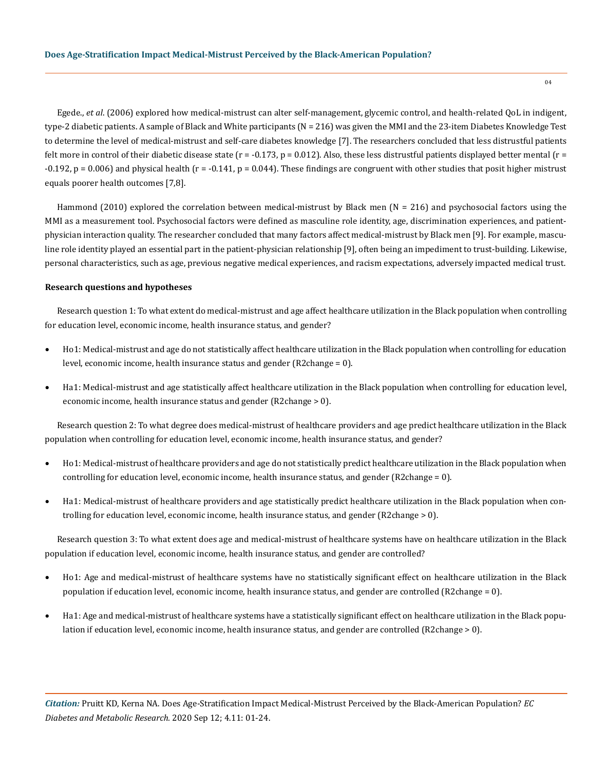Egede., *et al*. (2006) explored how medical-mistrust can alter self-management, glycemic control, and health-related QoL in indigent, type-2 diabetic patients. A sample of Black and White participants (N = 216) was given the MMI and the 23-item Diabetes Knowledge Test to determine the level of medical-mistrust and self-care diabetes knowledge [7]. The researchers concluded that less distrustful patients felt more in control of their diabetic disease state ($r = -0.173$, $p = 0.012$). Also, these less distrustful patients displayed better mental ($r = -0.192$, $p = 0.006$) and physical health ($r = -0.141$, $p = 0.044$). These findings are congruent with other studies that posit higher mistrust equals poorer health outcomes [7,8].

Hammond (2010) explored the correlation between medical-mistrust by Black men (N = 216) and psychosocial factors using the MMI as a measurement tool. Psychosocial factors were defined as masculine role identity, age, discrimination experiences, and patient-physician interaction quality. The researcher concluded that many factors affect medical-mistrust by Black men [9]. For example, masculine role identity played an essential part in the patient-physician relationship [9], often being an impediment to trust-building. Likewise, personal characteristics, such as age, previous negative medical experiences, and racism expectations, adversely impacted medical trust.

**Research questions and hypotheses**

Research question 1: To what extent do medical-mistrust and age affect healthcare utilization in the Black population when controlling for education level, economic income, health insurance status, and gender?

- Ho1: Medical-mistrust and age do not statistically affect healthcare utilization in the Black population when controlling for education level, economic income, health insurance status and gender ($R2change = 0$).
- Ha1: Medical-mistrust and age statistically affect healthcare utilization in the Black population when controlling for education level, economic income, health insurance status and gender ($R2change > 0$).

Research question 2: To what degree does medical-mistrust of healthcare providers and age predict healthcare utilization in the Black population when controlling for education level, economic income, health insurance status, and gender?

- Ho1: Medical-mistrust of healthcare providers and age do not statistically predict healthcare utilization in the Black population when controlling for education level, economic income, health insurance status, and gender ($R2change = 0$).
- Ha1: Medical-mistrust of healthcare providers and age statistically predict healthcare utilization in the Black population when controlling for education level, economic income, health insurance status, and gender ($R2change > 0$).

Research question 3: To what extent does age and medical-mistrust of healthcare systems have on healthcare utilization in the Black population if education level, economic income, health insurance status, and gender are controlled?

- Ho1: Age and medical-mistrust of healthcare systems have no statistically significant effect on healthcare utilization in the Black population if education level, economic income, health insurance status, and gender are controlled ($R2change = 0$).
- Ha1: Age and medical-mistrust of healthcare systems have a statistically significant effect on healthcare utilization in the Black population if education level, economic income, health insurance status, and gender are controlled ($R2change > 0$).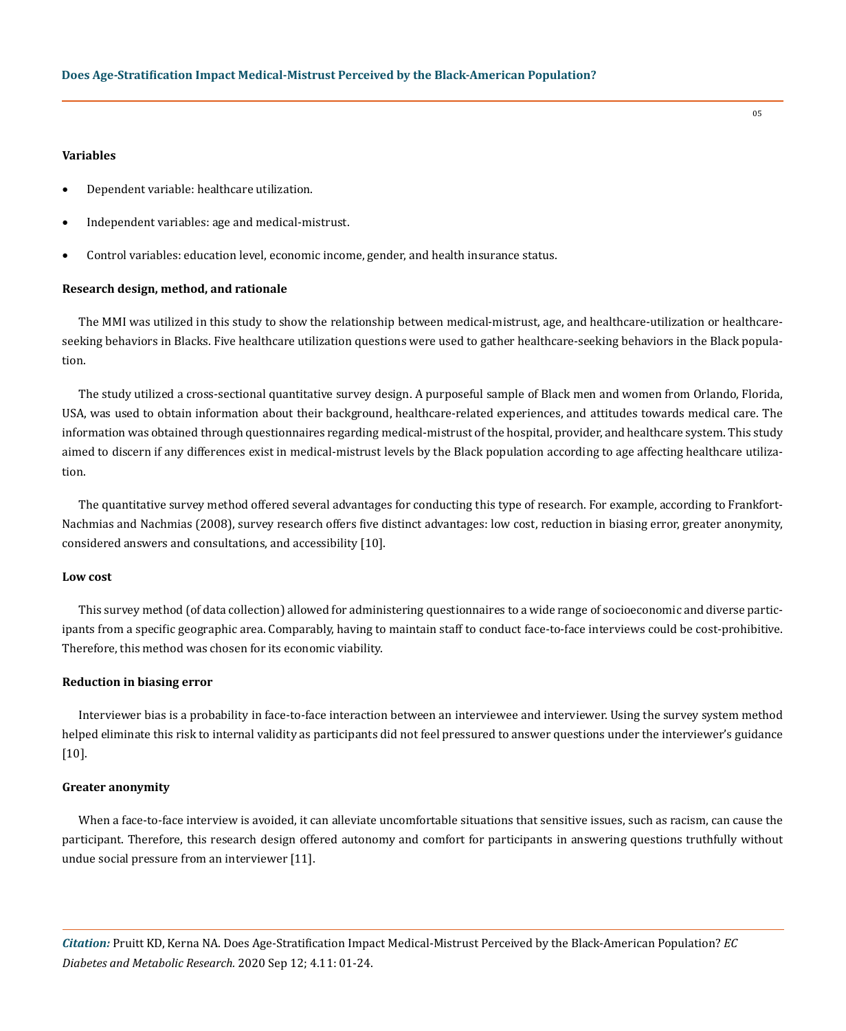**Variables**

- Dependent variable: healthcare utilization.
- Independent variables: age and medical-mistrust.
- Control variables: education level, economic income, gender, and health insurance status.

**Research design, method, and rationale**

The MMI was utilized in this study to show the relationship between medical-mistrust, age, and healthcare-utilization or healthcare-seeking behaviors in Blacks. Five healthcare utilization questions were used to gather healthcare-seeking behaviors in the Black population.

The study utilized a cross-sectional quantitative survey design. A purposeful sample of Black men and women from Orlando, Florida, USA, was used to obtain information about their background, healthcare-related experiences, and attitudes towards medical care. The information was obtained through questionnaires regarding medical-mistrust of the hospital, provider, and healthcare system. This study aimed to discern if any differences exist in medical-mistrust levels by the Black population according to age affecting healthcare utilization.

The quantitative survey method offered several advantages for conducting this type of research. For example, according to Frankfort-Nachmias and Nachmias (2008), survey research offers five distinct advantages: low cost, reduction in biasing error, greater anonymity, considered answers and consultations, and accessibility [10].

**Low cost**

This survey method (of data collection) allowed for administering questionnaires to a wide range of socioeconomic and diverse participants from a specific geographic area. Comparably, having to maintain staff to conduct face-to-face interviews could be cost-prohibitive. Therefore, this method was chosen for its economic viability.

**Reduction in biasing error**

Interviewer bias is a probability in face-to-face interaction between an interviewee and interviewer. Using the survey system method helped eliminate this risk to internal validity as participants did not feel pressured to answer questions under the interviewer's guidance [10].

**Greater anonymity**

When a face-to-face interview is avoided, it can alleviate uncomfortable situations that sensitive issues, such as racism, can cause the participant. Therefore, this research design offered autonomy and comfort for participants in answering questions truthfully without undue social pressure from an interviewer [11].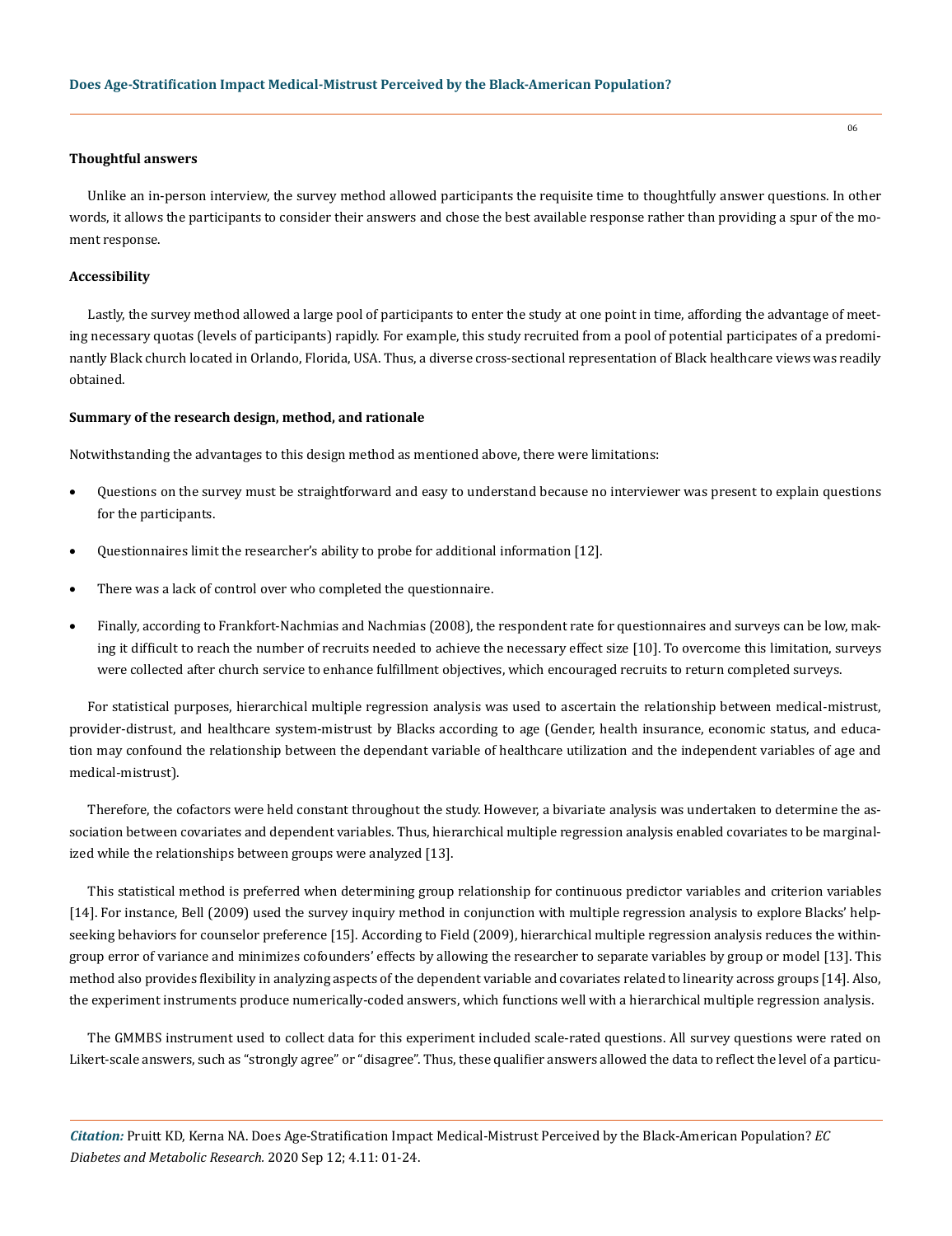#### Thoughtful answers

Unlike an in-person interview, the survey method allowed participants the requisite time to thoughtfully answer questions. In other words, it allows the participants to consider their answers and chose the best available response rather than providing a spur of the moment response.

#### Accessibility

Lastly, the survey method allowed a large pool of participants to enter the study at one point in time, affording the advantage of meeting necessary quotas (levels of participants) rapidly. For example, this study recruited from a pool of potential participates of a predominantly Black church located in Orlando, Florida, USA. Thus, a diverse cross-sectional representation of Black healthcare views was readily obtained.

#### Summary of the research design, method, and rationale

Notwithstanding the advantages to this design method as mentioned above, there were limitations:

- Questions on the survey must be straightforward and easy to understand because no interviewer was present to explain questions for the participants.
- Questionnaires limit the researcher's ability to probe for additional information [12].
- There was a lack of control over who completed the questionnaire.
- Finally, according to Frankfort-Nachmias and Nachmias (2008), the respondent rate for questionnaires and surveys can be low, making it difficult to reach the number of recruits needed to achieve the necessary effect size [10]. To overcome this limitation, surveys were collected after church service to enhance fulfillment objectives, which encouraged recruits to return completed surveys.

For statistical purposes, hierarchical multiple regression analysis was used to ascertain the relationship between medical-mistrust, provider-distrust, and healthcare system-mistrust by Blacks according to age (Gender, health insurance, economic status, and education may confound the relationship between the dependant variable of healthcare utilization and the independent variables of age and medical-mistrust).

Therefore, the cofactors were held constant throughout the study. However, a bivariate analysis was undertaken to determine the association between covariates and dependent variables. Thus, hierarchical multiple regression analysis enabled covariates to be marginalized while the relationships between groups were analyzed [13].

This statistical method is preferred when determining group relationship for continuous predictor variables and criterion variables [14]. For instance, Bell (2009) used the survey inquiry method in conjunction with multiple regression analysis to explore Blacks' help-seeking behaviors for counselor preference [15]. According to Field (2009), hierarchical multiple regression analysis reduces the within-group error of variance and minimizes cofounders' effects by allowing the researcher to separate variables by group or model [13]. This method also provides flexibility in analyzing aspects of the dependent variable and covariates related to linearity across groups [14]. Also, the experiment instruments produce numerically-coded answers, which functions well with a hierarchical multiple regression analysis.

The GMMBS instrument used to collect data for this experiment included scale-rated questions. All survey questions were rated on Likert-scale answers, such as "strongly agree" or "disagree". Thus, these qualifier answers allowed the data to reflect the level of a particu-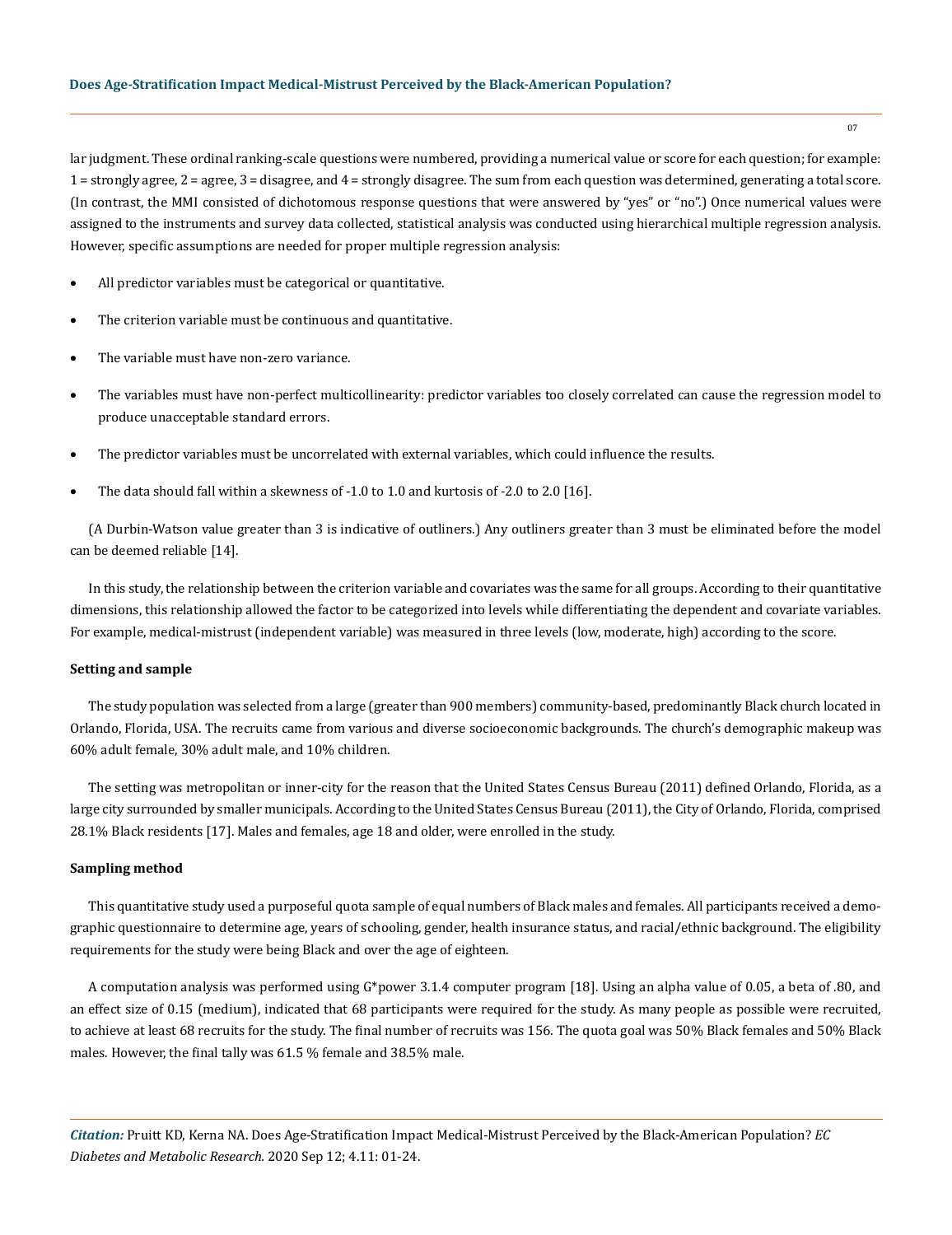lar judgment. These ordinal ranking-scale questions were numbered, providing a numerical value or score for each question; for example: 1 = strongly agree, 2 = agree, 3 = disagree, and 4 = strongly disagree. The sum from each question was determined, generating a total score. (In contrast, the MMI consisted of dichotomous response questions that were answered by "yes" or "no".) Once numerical values were assigned to the instruments and survey data collected, statistical analysis was conducted using hierarchical multiple regression analysis. However, specific assumptions are needed for proper multiple regression analysis:

- All predictor variables must be categorical or quantitative.
- The criterion variable must be continuous and quantitative.
- The variable must have non-zero variance.
- The variables must have non-perfect multicollinearity: predictor variables too closely correlated can cause the regression model to produce unacceptable standard errors.
- The predictor variables must be uncorrelated with external variables, which could influence the results.
- The data should fall within a skewness of -1.0 to 1.0 and kurtosis of -2.0 to 2.0 [16].

(A Durbin-Watson value greater than 3 is indicative of outliners.) Any outliners greater than 3 must be eliminated before the model can be deemed reliable [14].

In this study, the relationship between the criterion variable and covariates was the same for all groups. According to their quantitative dimensions, this relationship allowed the factor to be categorized into levels while differentiating the dependent and covariate variables. For example, medical-mistrust (independent variable) was measured in three levels (low, moderate, high) according to the score.

### Setting and sample

The study population was selected from a large (greater than 900 members) community-based, predominantly Black church located in Orlando, Florida, USA. The recruits came from various and diverse socioeconomic backgrounds. The church's demographic makeup was 60% adult female, 30% adult male, and 10% children.

The setting was metropolitan or inner-city for the reason that the United States Census Bureau (2011) defined Orlando, Florida, as a large city surrounded by smaller municipals. According to the United States Census Bureau (2011), the City of Orlando, Florida, comprised 28.1% Black residents [17]. Males and females, age 18 and older, were enrolled in the study.

### Sampling method

This quantitative study used a purposeful quota sample of equal numbers of Black males and females. All participants received a demographic questionnaire to determine age, years of schooling, gender, health insurance status, and racial/ethnic background. The eligibility requirements for the study were being Black and over the age of eighteen.

A computation analysis was performed using G*power 3.1.4 computer program [18]. Using an alpha value of 0.05, a beta of .80, and an effect size of 0.15 (medium), indicated that 68 participants were required for the study. As many people as possible were recruited, to achieve at least 68 recruits for the study. The final number of recruits was 156. The quota goal was 50% Black females and 50% Black males. However, the final tally was 61.5 % female and 38.5% male.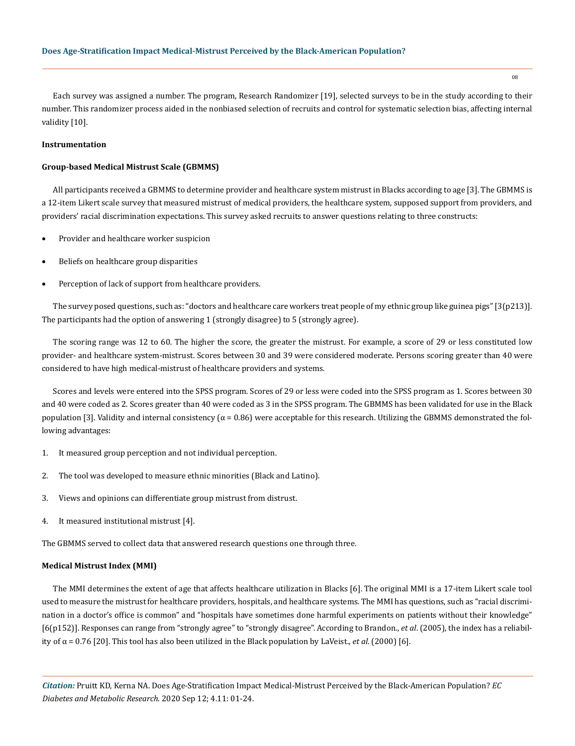Each survey was assigned a number. The program, Research Randomizer [19], selected surveys to be in the study according to their number. This randomizer process aided in the nonbiased selection of recruits and control for systematic selection bias, affecting internal validity [10].

### Instrumentation

#### Group-based Medical Mistrust Scale (GBMMS)

All participants received a GBMMS to determine provider and healthcare system mistrust in Blacks according to age [3]. The GBMMS is a 12-item Likert scale survey that measured mistrust of medical providers, the healthcare system, supposed support from providers, and providers' racial discrimination expectations. This survey asked recruits to answer questions relating to three constructs:

- Provider and healthcare worker suspicion
- Beliefs on healthcare group disparities
- Perception of lack of support from healthcare providers.

The survey posed questions, such as: "doctors and healthcare care workers treat people of my ethnic group like guinea pigs" [3(p213)]. The participants had the option of answering 1 (strongly disagree) to 5 (strongly agree).

The scoring range was 12 to 60. The higher the score, the greater the mistrust. For example, a score of 29 or less constituted low provider- and healthcare system-mistrust. Scores between 30 and 39 were considered moderate. Persons scoring greater than 40 were considered to have high medical-mistrust of healthcare providers and systems.

Scores and levels were entered into the SPSS program. Scores of 29 or less were coded into the SPSS program as 1. Scores between 30 and 40 were coded as 2. Scores greater than 40 were coded as 3 in the SPSS program. The GBMMS has been validated for use in the Black population [3]. Validity and internal consistency ($\alpha = 0.86$) were acceptable for this research. Utilizing the GBMMS demonstrated the following advantages:

1. It measured group perception and not individual perception.
2. The tool was developed to measure ethnic minorities (Black and Latino).
3. Views and opinions can differentiate group mistrust from distrust.
4. It measured institutional mistrust [4].

The GBMMS served to collect data that answered research questions one through three.

#### Medical Mistrust Index (MMI)

The MMI determines the extent of age that affects healthcare utilization in Blacks [6]. The original MMI is a 17-item Likert scale tool used to measure the mistrust for healthcare providers, hospitals, and healthcare systems. The MMI has questions, such as "racial discrimination in a doctor's office is common" and "hospitals have sometimes done harmful experiments on patients without their knowledge" [6(p152)]. Responses can range from "strongly agree" to "strongly disagree". According to Brandon., *et al*. (2005), the index has a reliability of $\alpha = 0.76$ [20]. This tool has also been utilized in the Black population by LaVeist., *et al*. (2000) [6].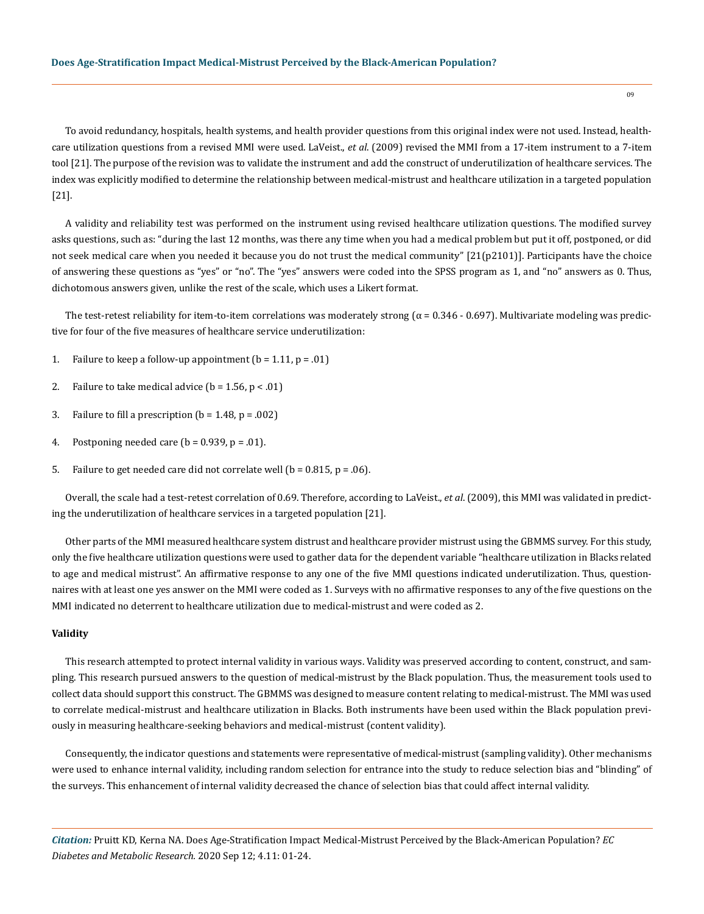To avoid redundancy, hospitals, health systems, and health provider questions from this original index were not used. Instead, health-care utilization questions from a revised MMI were used. LaVeist., *et al*. (2009) revised the MMI from a 17-item instrument to a 7-item tool [21]. The purpose of the revision was to validate the instrument and add the construct of underutilization of healthcare services. The index was explicitly modified to determine the relationship between medical-mistrust and healthcare utilization in a targeted population [21].

A validity and reliability test was performed on the instrument using revised healthcare utilization questions. The modified survey asks questions, such as: "during the last 12 months, was there any time when you had a medical problem but put it off, postponed, or did not seek medical care when you needed it because you do not trust the medical community" [21(p2101)]. Participants have the choice of answering these questions as "yes" or "no". The "yes" answers were coded into the SPSS program as 1, and "no" answers as 0. Thus, dichotomous answers given, unlike the rest of the scale, which uses a Likert format.

The test-retest reliability for item-to-item correlations was moderately strong ($\alpha = 0.346 - 0.697$). Multivariate modeling was predictive for four of the five measures of healthcare service underutilization:

1. Failure to keep a follow-up appointment ($b = 1.11, p = .01$)
2. Failure to take medical advice ($b = 1.56, p < .01$)
3. Failure to fill a prescription ($b = 1.48, p = .002$)
4. Postponing needed care ($b = 0.939, p = .01$).
5. Failure to get needed care did not correlate well ($b = 0.815, p = .06$).

Overall, the scale had a test-retest correlation of 0.69. Therefore, according to LaVeist., *et al*. (2009), this MMI was validated in predicting the underutilization of healthcare services in a targeted population [21].

Other parts of the MMI measured healthcare system distrust and healthcare provider mistrust using the GBMMS survey. For this study, only the five healthcare utilization questions were used to gather data for the dependent variable "healthcare utilization in Blacks related to age and medical mistrust". An affirmative response to any one of the five MMI questions indicated underutilization. Thus, questionnaires with at least one yes answer on the MMI were coded as 1. Surveys with no affirmative responses to any of the five questions on the MMI indicated no deterrent to healthcare utilization due to medical-mistrust and were coded as 2.

**Validity**

This research attempted to protect internal validity in various ways. Validity was preserved according to content, construct, and sampling. This research pursued answers to the question of medical-mistrust by the Black population. Thus, the measurement tools used to collect data should support this construct. The GBMMS was designed to measure content relating to medical-mistrust. The MMI was used to correlate medical-mistrust and healthcare utilization in Blacks. Both instruments have been used within the Black population previously in measuring healthcare-seeking behaviors and medical-mistrust (content validity).

Consequently, the indicator questions and statements were representative of medical-mistrust (sampling validity). Other mechanisms were used to enhance internal validity, including random selection for entrance into the study to reduce selection bias and "blinding" of the surveys. This enhancement of internal validity decreased the chance of selection bias that could affect internal validity.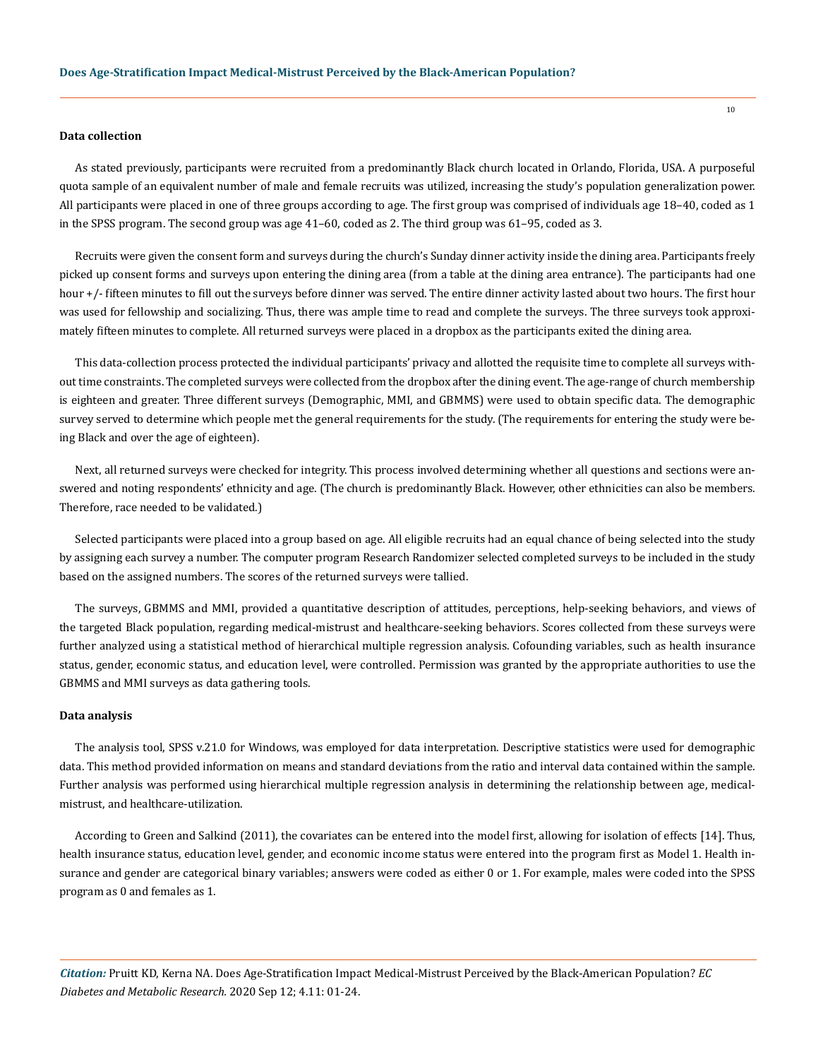**Data collection**

As stated previously, participants were recruited from a predominantly Black church located in Orlando, Florida, USA. A purposeful quota sample of an equivalent number of male and female recruits was utilized, increasing the study's population generalization power. All participants were placed in one of three groups according to age. The first group was comprised of individuals age 18–40, coded as 1 in the SPSS program. The second group was age 41–60, coded as 2. The third group was 61–95, coded as 3.

Recruits were given the consent form and surveys during the church's Sunday dinner activity inside the dining area. Participants freely picked up consent forms and surveys upon entering the dining area (from a table at the dining area entrance). The participants had one hour +/- fifteen minutes to fill out the surveys before dinner was served. The entire dinner activity lasted about two hours. The first hour was used for fellowship and socializing. Thus, there was ample time to read and complete the surveys. The three surveys took approximately fifteen minutes to complete. All returned surveys were placed in a dropbox as the participants exited the dining area.

This data-collection process protected the individual participants' privacy and allotted the requisite time to complete all surveys without time constraints. The completed surveys were collected from the dropbox after the dining event. The age-range of church membership is eighteen and greater. Three different surveys (Demographic, MMI, and GBMMS) were used to obtain specific data. The demographic survey served to determine which people met the general requirements for the study. (The requirements for entering the study were being Black and over the age of eighteen).

Next, all returned surveys were checked for integrity. This process involved determining whether all questions and sections were answered and noting respondents' ethnicity and age. (The church is predominantly Black. However, other ethnicities can also be members. Therefore, race needed to be validated.)

Selected participants were placed into a group based on age. All eligible recruits had an equal chance of being selected into the study by assigning each survey a number. The computer program Research Randomizer selected completed surveys to be included in the study based on the assigned numbers. The scores of the returned surveys were tallied.

The surveys, GBMMS and MMI, provided a quantitative description of attitudes, perceptions, help-seeking behaviors, and views of the targeted Black population, regarding medical-mistrust and healthcare-seeking behaviors. Scores collected from these surveys were further analyzed using a statistical method of hierarchical multiple regression analysis. Cofounding variables, such as health insurance status, gender, economic status, and education level, were controlled. Permission was granted by the appropriate authorities to use the GBMMS and MMI surveys as data gathering tools.

**Data analysis**

The analysis tool, SPSS v.21.0 for Windows, was employed for data interpretation. Descriptive statistics were used for demographic data. This method provided information on means and standard deviations from the ratio and interval data contained within the sample. Further analysis was performed using hierarchical multiple regression analysis in determining the relationship between age, medical-mistrust, and healthcare-utilization.

According to Green and Salkind (2011), the covariates can be entered into the model first, allowing for isolation of effects [14]. Thus, health insurance status, education level, gender, and economic income status were entered into the program first as Model 1. Health insurance and gender are categorical binary variables; answers were coded as either 0 or 1. For example, males were coded into the SPSS program as 0 and females as 1.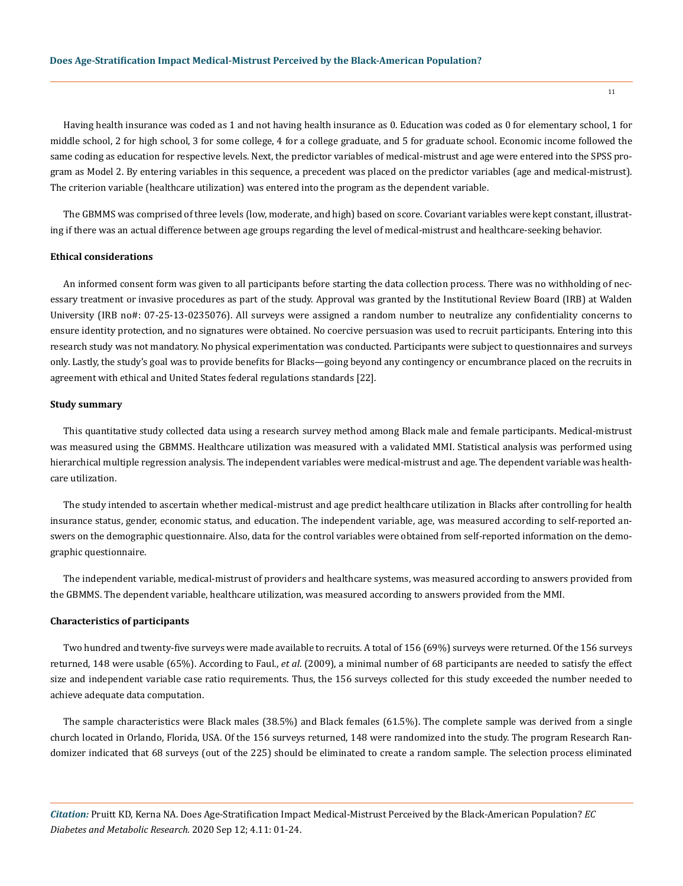Having health insurance was coded as 1 and not having health insurance as 0. Education was coded as 0 for elementary school, 1 for middle school, 2 for high school, 3 for some college, 4 for a college graduate, and 5 for graduate school. Economic income followed the same coding as education for respective levels. Next, the predictor variables of medical-mistrust and age were entered into the SPSS program as Model 2. By entering variables in this sequence, a precedent was placed on the predictor variables (age and medical-mistrust). The criterion variable (healthcare utilization) was entered into the program as the dependent variable.

The GBMMS was comprised of three levels (low, moderate, and high) based on score. Covariant variables were kept constant, illustrating if there was an actual difference between age groups regarding the level of medical-mistrust and healthcare-seeking behavior.

#### Ethical considerations

An informed consent form was given to all participants before starting the data collection process. There was no withholding of necessary treatment or invasive procedures as part of the study. Approval was granted by the Institutional Review Board (IRB) at Walden University (IRB no#: 07-25-13-0235076). All surveys were assigned a random number to neutralize any confidentiality concerns to ensure identity protection, and no signatures were obtained. No coercive persuasion was used to recruit participants. Entering into this research study was not mandatory. No physical experimentation was conducted. Participants were subject to questionnaires and surveys only. Lastly, the study's goal was to provide benefits for Blacks—going beyond any contingency or encumbrance placed on the recruits in agreement with ethical and United States federal regulations standards [22].

#### Study summary

This quantitative study collected data using a research survey method among Black male and female participants. Medical-mistrust was measured using the GBMMS. Healthcare utilization was measured with a validated MMI. Statistical analysis was performed using hierarchical multiple regression analysis. The independent variables were medical-mistrust and age. The dependent variable was healthcare utilization.

The study intended to ascertain whether medical-mistrust and age predict healthcare utilization in Blacks after controlling for health insurance status, gender, economic status, and education. The independent variable, age, was measured according to self-reported answers on the demographic questionnaire. Also, data for the control variables were obtained from self-reported information on the demographic questionnaire.

The independent variable, medical-mistrust of providers and healthcare systems, was measured according to answers provided from the GBMMS. The dependent variable, healthcare utilization, was measured according to answers provided from the MMI.

#### Characteristics of participants

Two hundred and twenty-five surveys were made available to recruits. A total of 156 (69%) surveys were returned. Of the 156 surveys returned, 148 were usable (65%). According to Faul., *et al*. (2009), a minimal number of 68 participants are needed to satisfy the effect size and independent variable case ratio requirements. Thus, the 156 surveys collected for this study exceeded the number needed to achieve adequate data computation.

The sample characteristics were Black males (38.5%) and Black females (61.5%). The complete sample was derived from a single church located in Orlando, Florida, USA. Of the 156 surveys returned, 148 were randomized into the study. The program Research Randomizer indicated that 68 surveys (out of the 225) should be eliminated to create a random sample. The selection process eliminated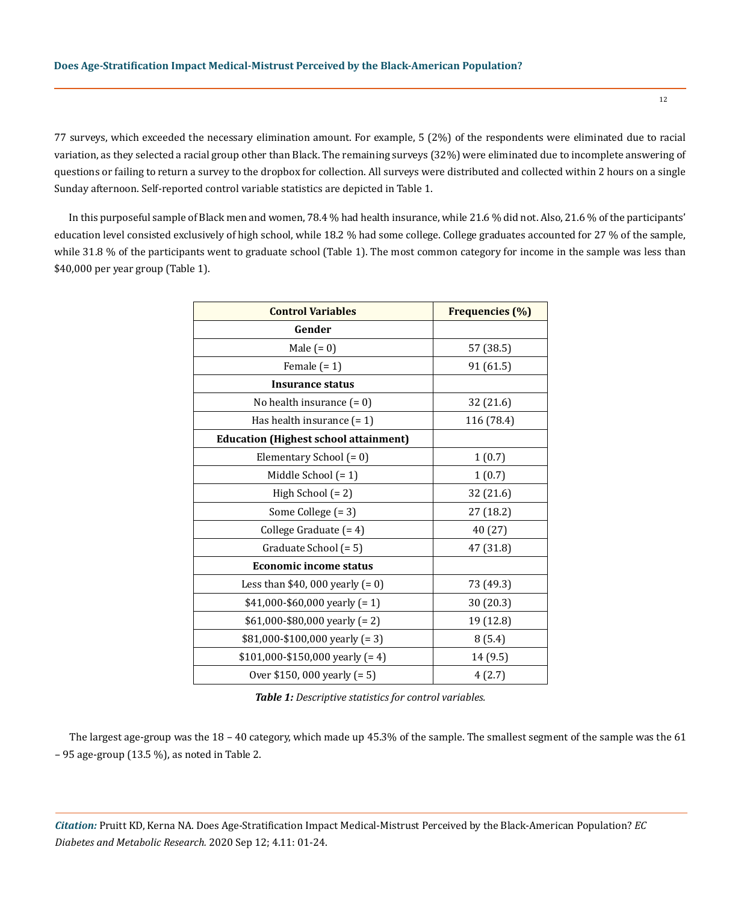77 surveys, which exceeded the necessary elimination amount. For example, 5 (2%) of the respondents were eliminated due to racial variation, as they selected a racial group other than Black. The remaining surveys (32%) were eliminated due to incomplete answering of questions or failing to return a survey to the dropbox for collection. All surveys were distributed and collected within 2 hours on a single Sunday afternoon. Self-reported control variable statistics are depicted in Table 1.

In this purposeful sample of Black men and women, 78.4 % had health insurance, while 21.6 % did not. Also, 21.6 % of the participants' education level consisted exclusively of high school, while 18.2 % had some college. College graduates accounted for 27 % of the sample, while 31.8 % of the participants went to graduate school (Table 1). The most common category for income in the sample was less than $40,000 per year group (Table 1).

| Control Variables | Frequencies (%) |
|---|---|
| **Gender** | |
| Male (= 0) | 57 (38.5) |
| Female (= 1) | 91 (61.5) |
| **Insurance status** | |
| No health insurance (= 0) | 32 (21.6) |
| Has health insurance (= 1) | 116 (78.4) |
| **Education (Highest school attainment)** | |
| Elementary School (= 0) | 1 (0.7) |
| Middle School (= 1) | 1 (0.7) |
| High School (= 2) | 32 (21.6) |
| Some College (= 3) | 27 (18.2) |
| College Graduate (= 4) | 40 (27) |
| Graduate School (= 5) | 47 (31.8) |
| **Economic income status** | |
| Less than $40, 000 yearly (= 0) | 73 (49.3) |
| $41,000-$60,000 yearly (= 1) | 30 (20.3) |
| $61,000-$80,000 yearly (= 2) | 19 (12.8) |
| $81,000-$100,000 yearly (= 3) | 8 (5.4) |
| $101,000-$150,000 yearly (= 4) | 14 (9.5) |
| Over $150, 000 yearly (= 5) | 4 (2.7) |

***Table 1:*** *Descriptive statistics for control variables.*

The largest age-group was the 18 – 40 category, which made up 45.3% of the sample. The smallest segment of the sample was the 61 – 95 age-group (13.5 %), as noted in Table 2.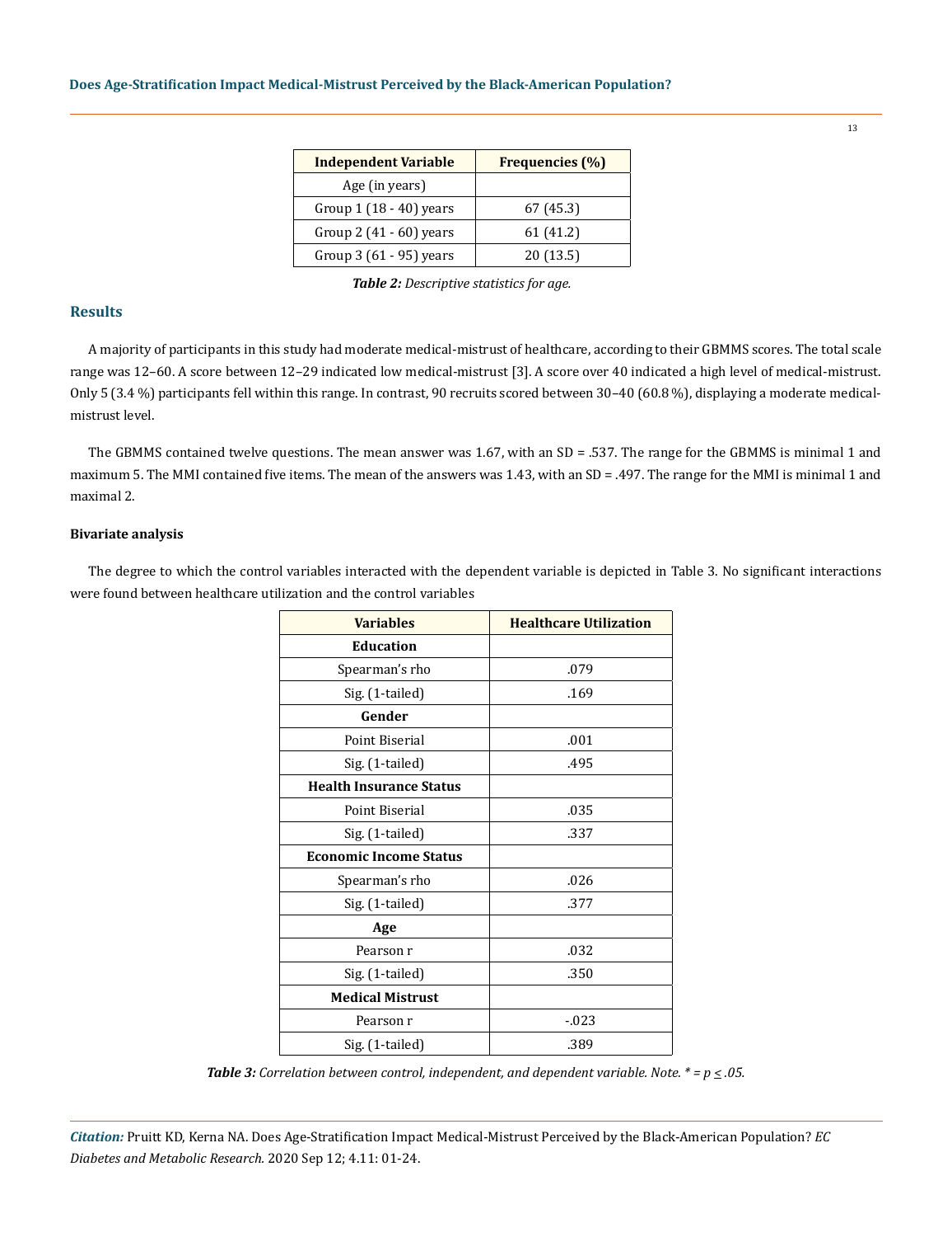| Independent Variable | Frequencies (%) |
|---|---|
| Age (in years) | |
| Group 1 (18 - 40) years | 67 (45.3) |
| Group 2 (41 - 60) years | 61 (41.2) |
| Group 3 (61 - 95) years | 20 (13.5) |

***Table 2:** Descriptive statistics for age.*

## Results

A majority of participants in this study had moderate medical-mistrust of healthcare, according to their GBMMS scores. The total scale range was 12–60. A score between 12–29 indicated low medical-mistrust [3]. A score over 40 indicated a high level of medical-mistrust. Only 5 (3.4 %) participants fell within this range. In contrast, 90 recruits scored between 30–40 (60.8 %), displaying a moderate medical-mistrust level.

The GBMMS contained twelve questions. The mean answer was 1.67, with an SD = .537. The range for the GBMMS is minimal 1 and maximum 5. The MMI contained five items. The mean of the answers was 1.43, with an SD = .497. The range for the MMI is minimal 1 and maximal 2.

### Bivariate analysis

The degree to which the control variables interacted with the dependent variable is depicted in Table 3. No significant interactions were found between healthcare utilization and the control variables

| Variables | Healthcare Utilization |
|---|---|
| **Education** | |
| Spearman's rho | .079 |
| Sig. (1-tailed) | .169 |
| **Gender** | |
| Point Biserial | .001 |
| Sig. (1-tailed) | .495 |
| **Health Insurance Status** | |
| Point Biserial | .035 |
| Sig. (1-tailed) | .337 |
| **Economic Income Status** | |
| Spearman's rho | .026 |
| Sig. (1-tailed) | .377 |
| **Age** | |
| Pearson r | .032 |
| Sig. (1-tailed) | .350 |
| **Medical Mistrust** | |
| Pearson r | -.023 |
| Sig. (1-tailed) | .389 |

***Table 3:** Correlation between control, independent, and dependent variable. Note. * = $p \leq .05$.*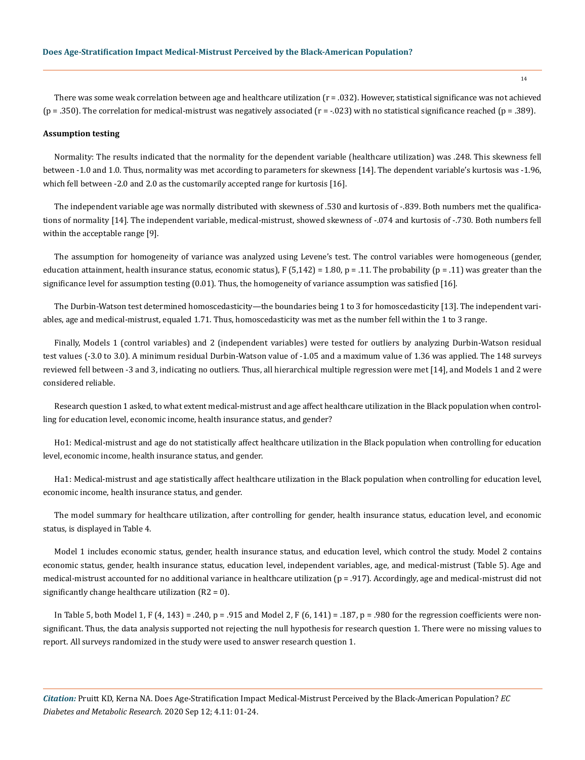There was some weak correlation between age and healthcare utilization ($r = .032$). However, statistical significance was not achieved ($p = .350$). The correlation for medical-mistrust was negatively associated ($r = -.023$) with no statistical significance reached ($p = .389$).

**Assumption testing**

Normality: The results indicated that the normality for the dependent variable (healthcare utilization) was .248. This skewness fell between -1.0 and 1.0. Thus, normality was met according to parameters for skewness [14]. The dependent variable's kurtosis was -1.96, which fell between -2.0 and 2.0 as the customarily accepted range for kurtosis [16].

The independent variable age was normally distributed with skewness of .530 and kurtosis of -.839. Both numbers met the qualifications of normality [14]. The independent variable, medical-mistrust, showed skewness of -.074 and kurtosis of -.730. Both numbers fell within the acceptable range [9].

The assumption for homogeneity of variance was analyzed using Levene's test. The control variables were homogeneous (gender, education attainment, health insurance status, economic status), $F(5,142) = 1.80$, $p = .11$. The probability ($p = .11$) was greater than the significance level for assumption testing (0.01). Thus, the homogeneity of variance assumption was satisfied [16].

The Durbin-Watson test determined homoscedasticity—the boundaries being 1 to 3 for homoscedasticity [13]. The independent variables, age and medical-mistrust, equaled 1.71. Thus, homoscedasticity was met as the number fell within the 1 to 3 range.

Finally, Models 1 (control variables) and 2 (independent variables) were tested for outliers by analyzing Durbin-Watson residual test values (-3.0 to 3.0). A minimum residual Durbin-Watson value of -1.05 and a maximum value of 1.36 was applied. The 148 surveys reviewed fell between -3 and 3, indicating no outliers. Thus, all hierarchical multiple regression were met [14], and Models 1 and 2 were considered reliable.

Research question 1 asked, to what extent medical-mistrust and age affect healthcare utilization in the Black population when controlling for education level, economic income, health insurance status, and gender?

Ho1: Medical-mistrust and age do not statistically affect healthcare utilization in the Black population when controlling for education level, economic income, health insurance status, and gender.

Ha1: Medical-mistrust and age statistically affect healthcare utilization in the Black population when controlling for education level, economic income, health insurance status, and gender.

The model summary for healthcare utilization, after controlling for gender, health insurance status, education level, and economic status, is displayed in Table 4.

Model 1 includes economic status, gender, health insurance status, and education level, which control the study. Model 2 contains economic status, gender, health insurance status, education level, independent variables, age, and medical-mistrust (Table 5). Age and medical-mistrust accounted for no additional variance in healthcare utilization ($p = .917$). Accordingly, age and medical-mistrust did not significantly change healthcare utilization ($R2 = 0$).

In Table 5, both Model 1, $F(4, 143) = .240$, $p = .915$ and Model 2, $F(6, 141) = .187$, $p = .980$ for the regression coefficients were non-significant. Thus, the data analysis supported not rejecting the null hypothesis for research question 1. There were no missing values to report. All surveys randomized in the study were used to answer research question 1.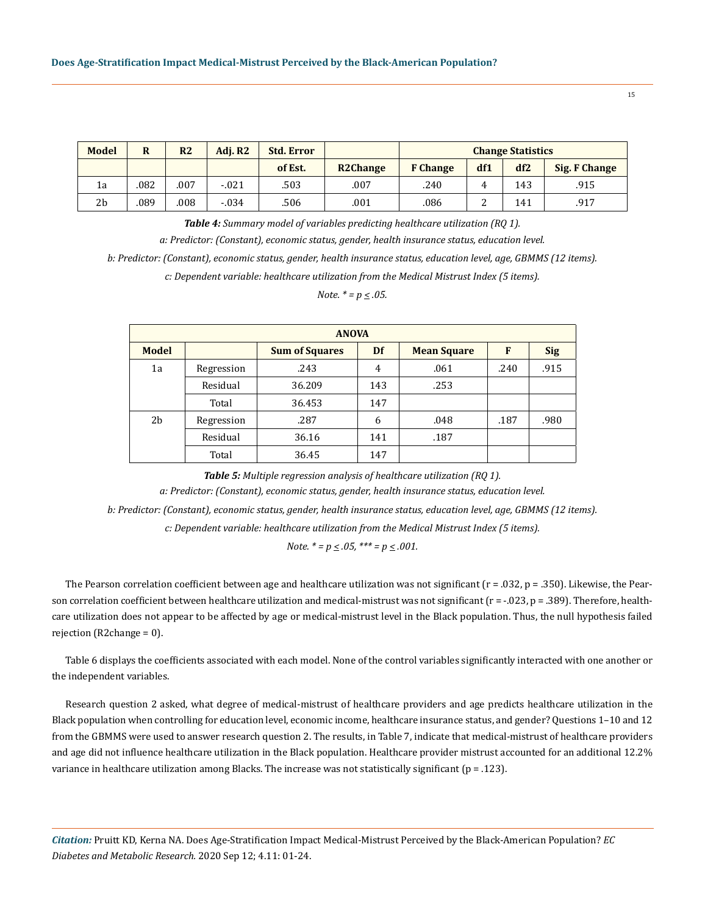| Model | R | R2 | Adj. R2 | Std. Error | | Change Statistics | | | |
|---|---|---|---|---|---|---|---|---|---|
| | | | | of Est. | R2Change | F Change | df1 | df2 | Sig. F Change |
| 1a | .082 | .007 | -.021 | .503 | .007 | .240 | 4 | 143 | .915 |
| 2b | .089 | .008 | -.034 | .506 | .001 | .086 | 2 | 141 | .917 |

***Table 4:*** *Summary model of variables predicting healthcare utilization (RQ 1).*

*a: Predictor: (Constant), economic status, gender, health insurance status, education level.*

*b: Predictor: (Constant), economic status, gender, health insurance status, education level, age, GBMMS (12 items).*

*c: Dependent variable: healthcare utilization from the Medical Mistrust Index (5 items).*

*Note. * = $p \leq .05$.*

| ANOVA | | | | | | |
|---|---|---|---|---|---|---|
| Model | | Sum of Squares | Df | Mean Square | F | Sig |
| 1a | Regression | .243 | 4 | .061 | .240 | .915 |
| | Residual | 36.209 | 143 | .253 | | |
| | Total | 36.453 | 147 | | | |
| 2b | Regression | .287 | 6 | .048 | .187 | .980 |
| | Residual | 36.16 | 141 | .187 | | |
| | Total | 36.45 | 147 | | | |

***Table 5:*** *Multiple regression analysis of healthcare utilization (RQ 1).*

*a: Predictor: (Constant), economic status, gender, health insurance status, education level.*

*b: Predictor: (Constant), economic status, gender, health insurance status, education level, age, GBMMS (12 items).*

*c: Dependent variable: healthcare utilization from the Medical Mistrust Index (5 items).*

*Note. * = $p \leq .05$, *** = $p \leq .001$.*

The Pearson correlation coefficient between age and healthcare utilization was not significant ($r = .032$, $p = .350$). Likewise, the Pearson correlation coefficient between healthcare utilization and medical-mistrust was not significant ($r = -.023$, $p = .389$). Therefore, healthcare utilization does not appear to be affected by age or medical-mistrust level in the Black population. Thus, the null hypothesis failed rejection (R2change = 0).

Table 6 displays the coefficients associated with each model. None of the control variables significantly interacted with one another or the independent variables.

Research question 2 asked, what degree of medical-mistrust of healthcare providers and age predicts healthcare utilization in the Black population when controlling for education level, economic income, healthcare insurance status, and gender? Questions 1–10 and 12 from the GBMMS were used to answer research question 2. The results, in Table 7, indicate that medical-mistrust of healthcare providers and age did not influence healthcare utilization in the Black population. Healthcare provider mistrust accounted for an additional 12.2% variance in healthcare utilization among Blacks. The increase was not statistically significant ($p = .123$).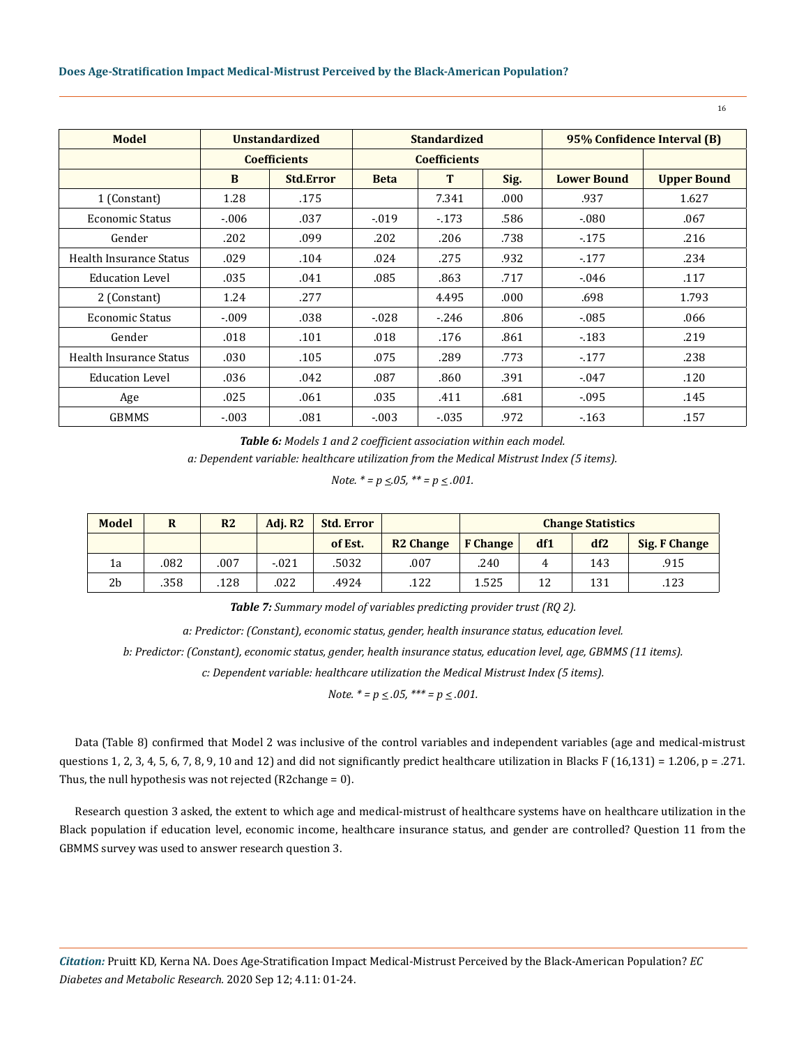| Model | Unstandardized | | Standardized | | | 95% Confidence Interval (B) | |
|---|---|---|---|---|---|---|---|
| | Coefficients | | Coefficients | | | | |
| | B | Std.Error | Beta | T | Sig. | Lower Bound | Upper Bound |
| 1 (Constant) | 1.28 | .175 | | 7.341 | .000 | .937 | 1.627 |
| Economic Status | -.006 | .037 | -.019 | -.173 | .586 | -.080 | .067 |
| Gender | .202 | .099 | .202 | .206 | .738 | -.175 | .216 |
| Health Insurance Status | .029 | .104 | .024 | .275 | .932 | -.177 | .234 |
| Education Level | .035 | .041 | .085 | .863 | .717 | -.046 | .117 |
| 2 (Constant) | 1.24 | .277 | | 4.495 | .000 | .698 | 1.793 |
| Economic Status | -.009 | .038 | -.028 | -.246 | .806 | -.085 | .066 |
| Gender | .018 | .101 | .018 | .176 | .861 | -.183 | .219 |
| Health Insurance Status | .030 | .105 | .075 | .289 | .773 | -.177 | .238 |
| Education Level | .036 | .042 | .087 | .860 | .391 | -.047 | .120 |
| Age | .025 | .061 | .035 | .411 | .681 | -.095 | .145 |
| GBMMS | -.003 | .081 | -.003 | -.035 | .972 | -.163 | .157 |

***Table 6:*** *Models 1 and 2 coefficient association within each model.*

*a: Dependent variable: healthcare utilization from the Medical Mistrust Index (5 items).*

*Note. * = p ≤.05, ** = p ≤ .001.*

| Model | R | R2 | Adj. R2 | Std. Error | | Change Statistics | | | |
|---|---|---|---|---|---|---|---|---|---|
| | | | | of Est. | R2 Change | F Change | df1 | df2 | Sig. F Change |
| 1a | .082 | .007 | -.021 | .5032 | .007 | .240 | 4 | 143 | .915 |
| 2b | .358 | .128 | .022 | .4924 | .122 | 1.525 | 12 | 131 | .123 |

***Table 7:*** *Summary model of variables predicting provider trust (RQ 2).*

*a: Predictor: (Constant), economic status, gender, health insurance status, education level.*

*b: Predictor: (Constant), economic status, gender, health insurance status, education level, age, GBMMS (11 items).*

*c: Dependent variable: healthcare utilization the Medical Mistrust Index (5 items).*

*Note. * = p ≤ .05, *** = p ≤ .001.*

Data (Table 8) confirmed that Model 2 was inclusive of the control variables and independent variables (age and medical-mistrust questions 1, 2, 3, 4, 5, 6, 7, 8, 9, 10 and 12) and did not significantly predict healthcare utilization in Blacks $F(16,131) = 1.206$, $p = .271$. Thus, the null hypothesis was not rejected ($R^2$change = 0).

Research question 3 asked, the extent to which age and medical-mistrust of healthcare systems have on healthcare utilization in the Black population if education level, economic income, healthcare insurance status, and gender are controlled? Question 11 from the GBMMS survey was used to answer research question 3.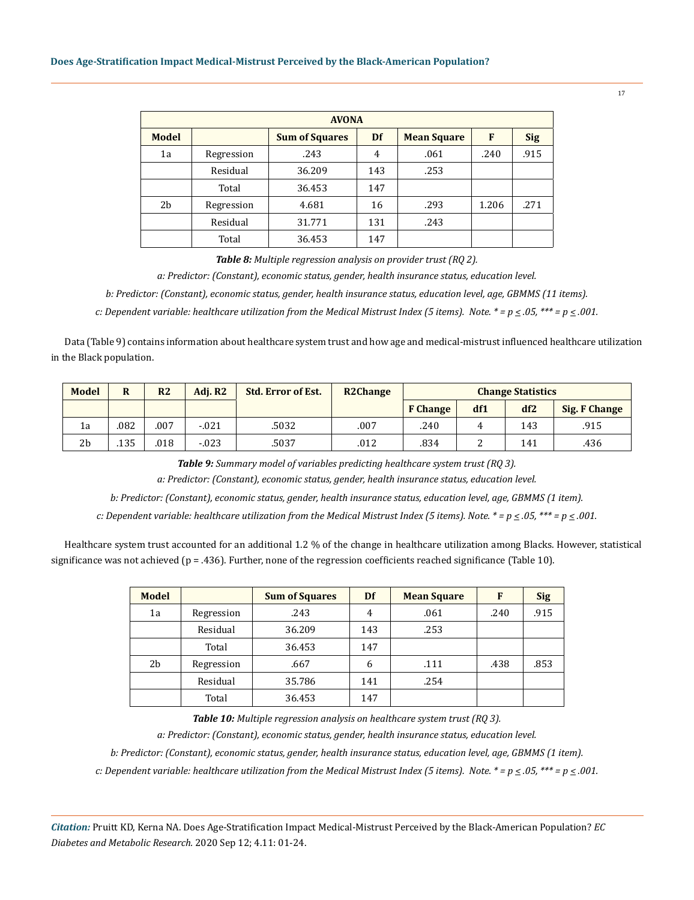| AVONA | | | | | | |
|---|---|---|---|---|---|---|
| **Model** | | **Sum of Squares** | **Df** | **Mean Square** | **F** | **Sig** |
| 1a | Regression | .243 | 4 | .061 | .240 | .915 |
| | Residual | 36.209 | 143 | .253 | | |
| | Total | 36.453 | 147 | | | |
| 2b | Regression | 4.681 | 16 | .293 | 1.206 | .271 |
| | Residual | 31.771 | 131 | .243 | | |
| | Total | 36.453 | 147 | | | |

***Table 8:*** *Multiple regression analysis on provider trust (RQ 2).*

*a: Predictor: (Constant), economic status, gender, health insurance status, education level.*

*b: Predictor: (Constant), economic status, gender, health insurance status, education level, age, GBMMS (11 items).*

*c: Dependent variable: healthcare utilization from the Medical Mistrust Index (5 items). Note. * = $p \leq .05$, *** = $p \leq .001$.*

Data (Table 9) contains information about healthcare system trust and how age and medical-mistrust influenced healthcare utilization in the Black population.

| Model | R | R2 | Adj. R2 | Std. Error of Est. | R2Change | Change Statistics | | | |
|---|---|---|---|---|---|---|---|---|---|
| | | | | | | F Change | df1 | df2 | Sig. F Change |
| 1a | .082 | .007 | -.021 | .5032 | .007 | .240 | 4 | 143 | .915 |
| 2b | .135 | .018 | -.023 | .5037 | .012 | .834 | 2 | 141 | .436 |

***Table 9:*** *Summary model of variables predicting healthcare system trust (RQ 3).*

*a: Predictor: (Constant), economic status, gender, health insurance status, education level.*

*b: Predictor: (Constant), economic status, gender, health insurance status, education level, age, GBMMS (1 item).*

*c: Dependent variable: healthcare utilization from the Medical Mistrust Index (5 items). Note. * = $p \leq .05$, *** = $p \leq .001$.*

Healthcare system trust accounted for an additional 1.2 % of the change in healthcare utilization among Blacks. However, statistical significance was not achieved (p = .436). Further, none of the regression coefficients reached significance (Table 10).

| Model | | Sum of Squares | Df | Mean Square | F | Sig |
|---|---|---|---|---|---|---|
| 1a | Regression | .243 | 4 | .061 | .240 | .915 |
| | Residual | 36.209 | 143 | .253 | | |
| | Total | 36.453 | 147 | | | |
| 2b | Regression | .667 | 6 | .111 | .438 | .853 |
| | Residual | 35.786 | 141 | .254 | | |
| | Total | 36.453 | 147 | | | |

***Table 10:*** *Multiple regression analysis on healthcare system trust (RQ 3).*

*a: Predictor: (Constant), economic status, gender, health insurance status, education level.*

*b: Predictor: (Constant), economic status, gender, health insurance status, education level, age, GBMMS (1 item).*

*c: Dependent variable: healthcare utilization from the Medical Mistrust Index (5 items). Note. * = $p \leq .05$, *** = $p \leq .001$.*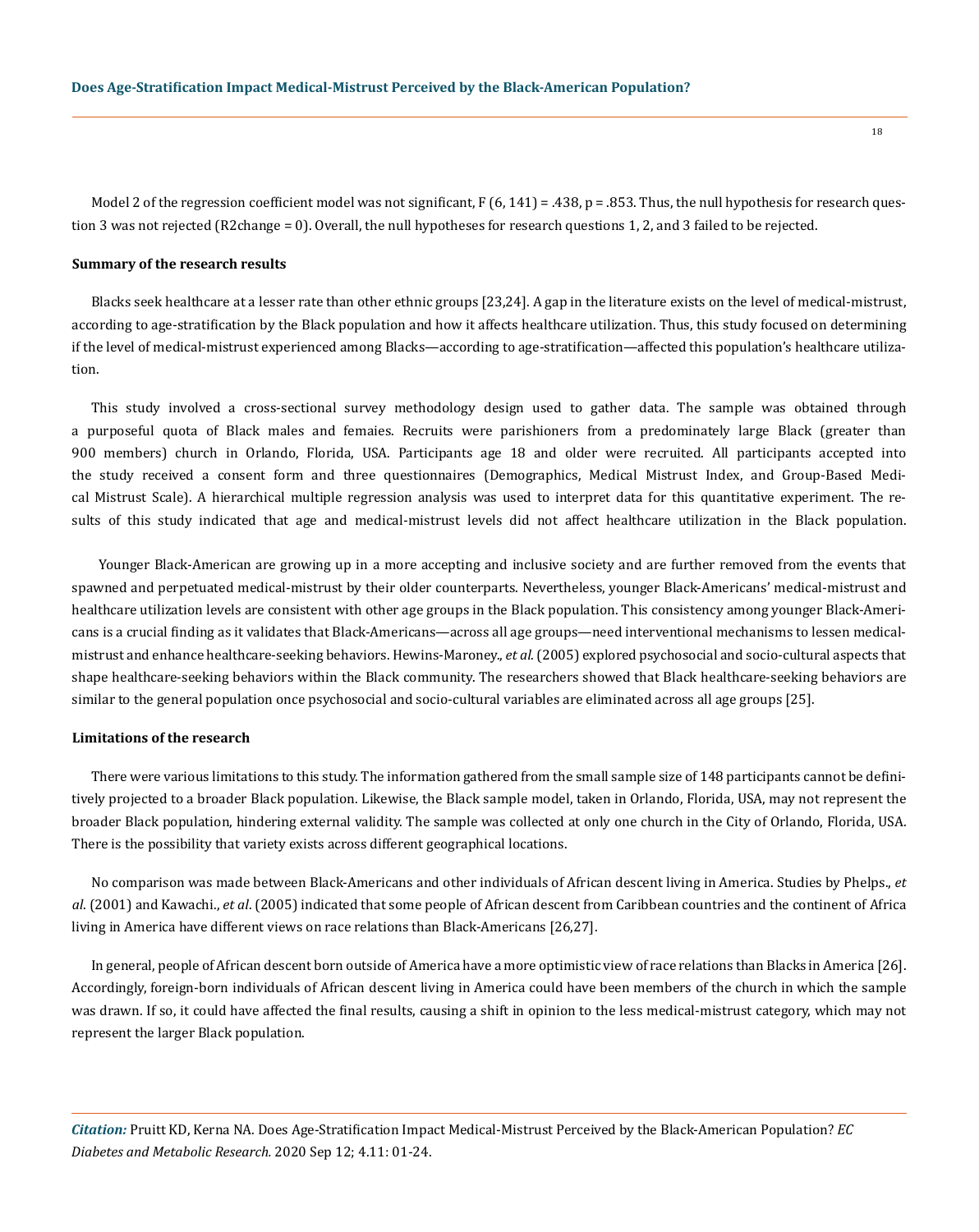Model 2 of the regression coefficient model was not significant, $F(6, 141) = .438$, $p = .853$. Thus, the null hypothesis for research question 3 was not rejected ($R^2$change = 0). Overall, the null hypotheses for research questions 1, 2, and 3 failed to be rejected.

### Summary of the research results

Blacks seek healthcare at a lesser rate than other ethnic groups [23,24]. A gap in the literature exists on the level of medical-mistrust, according to age-stratification by the Black population and how it affects healthcare utilization. Thus, this study focused on determining if the level of medical-mistrust experienced among Blacks—according to age-stratification—affected this population's healthcare utilization.

This study involved a cross-sectional survey methodology design used to gather data. The sample was obtained through a purposeful quota of Black males and femaies. Recruits were parishioners from a predominately large Black (greater than 900 members) church in Orlando, Florida, USA. Participants age 18 and older were recruited. All participants accepted into the study received a consent form and three questionnaires (Demographics, Medical Mistrust Index, and Group-Based Medical Mistrust Scale). A hierarchical multiple regression analysis was used to interpret data for this quantitative experiment. The results of this study indicated that age and medical-mistrust levels did not affect healthcare utilization in the Black population.

Younger Black-American are growing up in a more accepting and inclusive society and are further removed from the events that spawned and perpetuated medical-mistrust by their older counterparts. Nevertheless, younger Black-Americans' medical-mistrust and healthcare utilization levels are consistent with other age groups in the Black population. This consistency among younger Black-Americans is a crucial finding as it validates that Black-Americans—across all age groups—need interventional mechanisms to lessen medical-mistrust and enhance healthcare-seeking behaviors. Hewins-Maroney., *et al*. (2005) explored psychosocial and socio-cultural aspects that shape healthcare-seeking behaviors within the Black community. The researchers showed that Black healthcare-seeking behaviors are similar to the general population once psychosocial and socio-cultural variables are eliminated across all age groups [25].

### Limitations of the research

There were various limitations to this study. The information gathered from the small sample size of 148 participants cannot be definitively projected to a broader Black population. Likewise, the Black sample model, taken in Orlando, Florida, USA, may not represent the broader Black population, hindering external validity. The sample was collected at only one church in the City of Orlando, Florida, USA. There is the possibility that variety exists across different geographical locations.

No comparison was made between Black-Americans and other individuals of African descent living in America. Studies by Phelps., *et al*. (2001) and Kawachi., *et al*. (2005) indicated that some people of African descent from Caribbean countries and the continent of Africa living in America have different views on race relations than Black-Americans [26,27].

In general, people of African descent born outside of America have a more optimistic view of race relations than Blacks in America [26]. Accordingly, foreign-born individuals of African descent living in America could have been members of the church in which the sample was drawn. If so, it could have affected the final results, causing a shift in opinion to the less medical-mistrust category, which may not represent the larger Black population.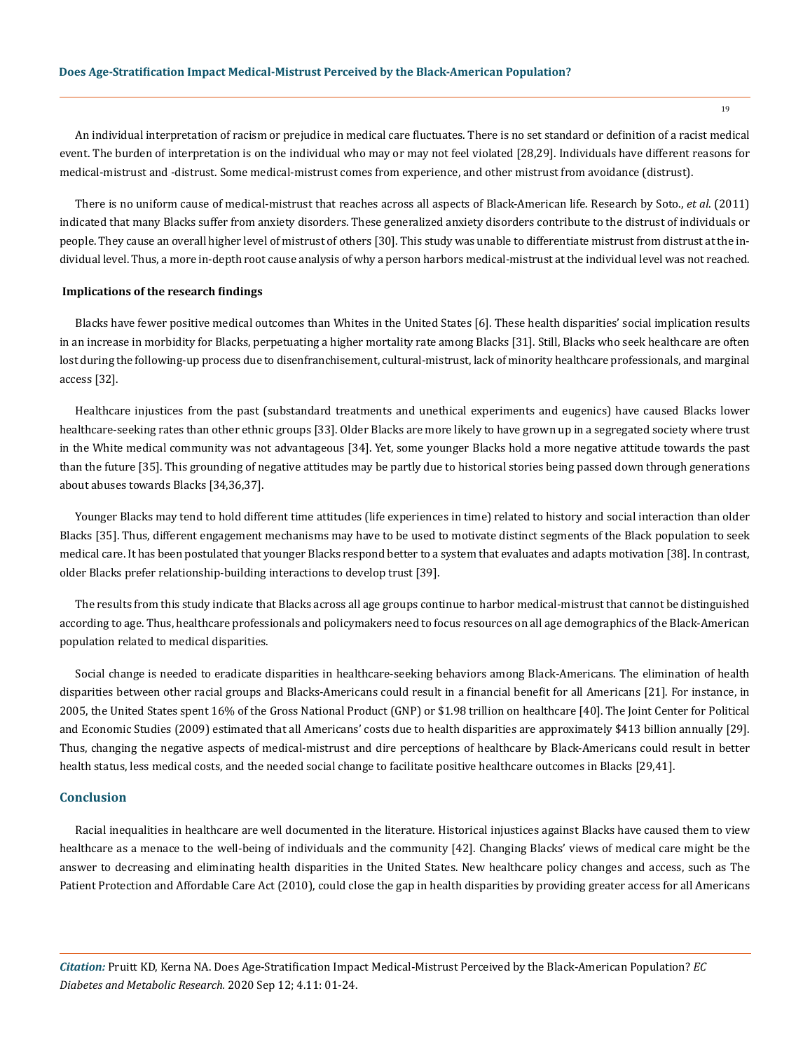An individual interpretation of racism or prejudice in medical care fluctuates. There is no set standard or definition of a racist medical event. The burden of interpretation is on the individual who may or may not feel violated [28,29]. Individuals have different reasons for medical-mistrust and -distrust. Some medical-mistrust comes from experience, and other mistrust from avoidance (distrust).

There is no uniform cause of medical-mistrust that reaches across all aspects of Black-American life. Research by Soto., *et al*. (2011) indicated that many Blacks suffer from anxiety disorders. These generalized anxiety disorders contribute to the distrust of individuals or people. They cause an overall higher level of mistrust of others [30]. This study was unable to differentiate mistrust from distrust at the individual level. Thus, a more in-depth root cause analysis of why a person harbors medical-mistrust at the individual level was not reached.

### Implications of the research findings

Blacks have fewer positive medical outcomes than Whites in the United States [6]. These health disparities' social implication results in an increase in morbidity for Blacks, perpetuating a higher mortality rate among Blacks [31]. Still, Blacks who seek healthcare are often lost during the following-up process due to disenfranchisement, cultural-mistrust, lack of minority healthcare professionals, and marginal access [32].

Healthcare injustices from the past (substandard treatments and unethical experiments and eugenics) have caused Blacks lower healthcare-seeking rates than other ethnic groups [33]. Older Blacks are more likely to have grown up in a segregated society where trust in the White medical community was not advantageous [34]. Yet, some younger Blacks hold a more negative attitude towards the past than the future [35]. This grounding of negative attitudes may be partly due to historical stories being passed down through generations about abuses towards Blacks [34,36,37].

Younger Blacks may tend to hold different time attitudes (life experiences in time) related to history and social interaction than older Blacks [35]. Thus, different engagement mechanisms may have to be used to motivate distinct segments of the Black population to seek medical care. It has been postulated that younger Blacks respond better to a system that evaluates and adapts motivation [38]. In contrast, older Blacks prefer relationship-building interactions to develop trust [39].

The results from this study indicate that Blacks across all age groups continue to harbor medical-mistrust that cannot be distinguished according to age. Thus, healthcare professionals and policymakers need to focus resources on all age demographics of the Black-American population related to medical disparities.

Social change is needed to eradicate disparities in healthcare-seeking behaviors among Black-Americans. The elimination of health disparities between other racial groups and Blacks-Americans could result in a financial benefit for all Americans [21]. For instance, in 2005, the United States spent 16% of the Gross National Product (GNP) or $1.98 trillion on healthcare [40]. The Joint Center for Political and Economic Studies (2009) estimated that all Americans' costs due to health disparities are approximately $413 billion annually [29]. Thus, changing the negative aspects of medical-mistrust and dire perceptions of healthcare by Black-Americans could result in better health status, less medical costs, and the needed social change to facilitate positive healthcare outcomes in Blacks [29,41].

## Conclusion

Racial inequalities in healthcare are well documented in the literature. Historical injustices against Blacks have caused them to view healthcare as a menace to the well-being of individuals and the community [42]. Changing Blacks' views of medical care might be the answer to decreasing and eliminating health disparities in the United States. New healthcare policy changes and access, such as The Patient Protection and Affordable Care Act (2010), could close the gap in health disparities by providing greater access for all Americans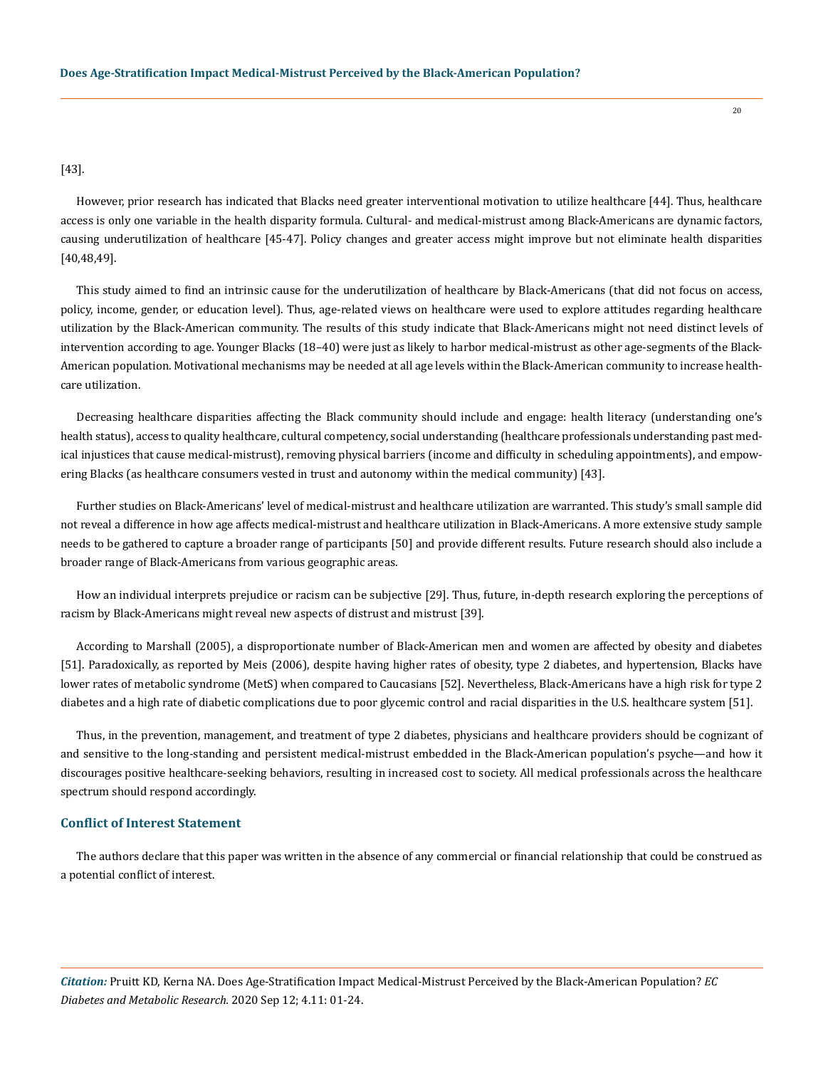[43].

However, prior research has indicated that Blacks need greater interventional motivation to utilize healthcare [44]. Thus, healthcare access is only one variable in the health disparity formula. Cultural- and medical-mistrust among Black-Americans are dynamic factors, causing underutilization of healthcare [45-47]. Policy changes and greater access might improve but not eliminate health disparities [40,48,49].

This study aimed to find an intrinsic cause for the underutilization of healthcare by Black-Americans (that did not focus on access, policy, income, gender, or education level). Thus, age-related views on healthcare were used to explore attitudes regarding healthcare utilization by the Black-American community. The results of this study indicate that Black-Americans might not need distinct levels of intervention according to age. Younger Blacks (18–40) were just as likely to harbor medical-mistrust as other age-segments of the Black-American population. Motivational mechanisms may be needed at all age levels within the Black-American community to increase healthcare utilization.

Decreasing healthcare disparities affecting the Black community should include and engage: health literacy (understanding one's health status), access to quality healthcare, cultural competency, social understanding (healthcare professionals understanding past medical injustices that cause medical-mistrust), removing physical barriers (income and difficulty in scheduling appointments), and empowering Blacks (as healthcare consumers vested in trust and autonomy within the medical community) [43].

Further studies on Black-Americans' level of medical-mistrust and healthcare utilization are warranted. This study's small sample did not reveal a difference in how age affects medical-mistrust and healthcare utilization in Black-Americans. A more extensive study sample needs to be gathered to capture a broader range of participants [50] and provide different results. Future research should also include a broader range of Black-Americans from various geographic areas.

How an individual interprets prejudice or racism can be subjective [29]. Thus, future, in-depth research exploring the perceptions of racism by Black-Americans might reveal new aspects of distrust and mistrust [39].

According to Marshall (2005), a disproportionate number of Black-American men and women are affected by obesity and diabetes [51]. Paradoxically, as reported by Meis (2006), despite having higher rates of obesity, type 2 diabetes, and hypertension, Blacks have lower rates of metabolic syndrome (MetS) when compared to Caucasians [52]. Nevertheless, Black-Americans have a high risk for type 2 diabetes and a high rate of diabetic complications due to poor glycemic control and racial disparities in the U.S. healthcare system [51].

Thus, in the prevention, management, and treatment of type 2 diabetes, physicians and healthcare providers should be cognizant of and sensitive to the long-standing and persistent medical-mistrust embedded in the Black-American population's psyche—and how it discourages positive healthcare-seeking behaviors, resulting in increased cost to society. All medical professionals across the healthcare spectrum should respond accordingly.

## Conflict of Interest Statement

The authors declare that this paper was written in the absence of any commercial or financial relationship that could be construed as a potential conflict of interest.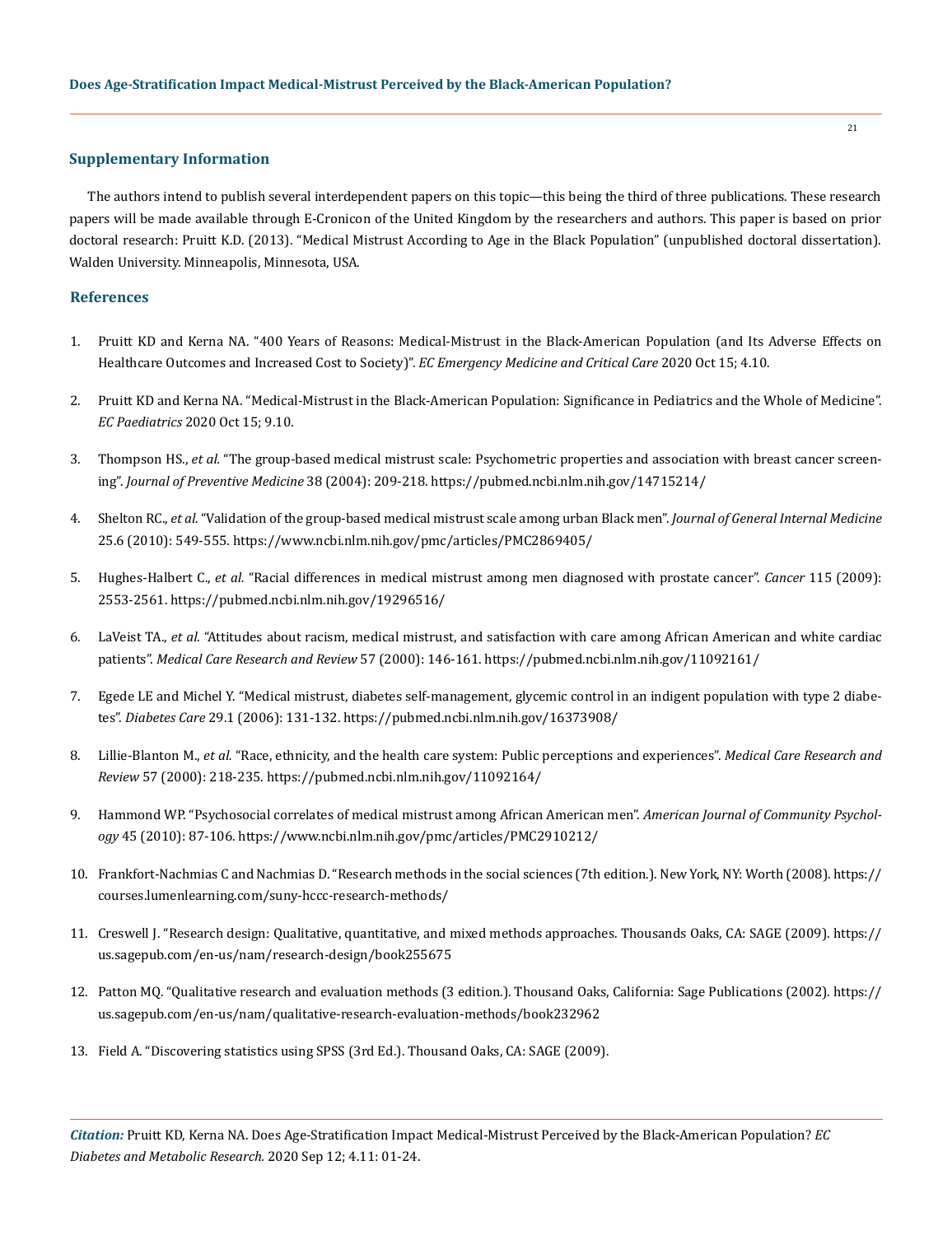## Supplementary Information

The authors intend to publish several interdependent papers on this topic—this being the third of three publications. These research papers will be made available through E-Cronicon of the United Kingdom by the researchers and authors. This paper is based on prior doctoral research: Pruitt K.D. (2013). "Medical Mistrust According to Age in the Black Population" (unpublished doctoral dissertation). Walden University. Minneapolis, Minnesota, USA.

## References

1. Pruitt KD and Kerna NA. "400 Years of Reasons: Medical-Mistrust in the Black-American Population (and Its Adverse Effects on Healthcare Outcomes and Increased Cost to Society)". *EC Emergency Medicine and Critical Care* 2020 Oct 15; 4.10.
2. Pruitt KD and Kerna NA. "Medical-Mistrust in the Black-American Population: Significance in Pediatrics and the Whole of Medicine". *EC Paediatrics* 2020 Oct 15; 9.10.
3. Thompson HS., *et al.* "The group-based medical mistrust scale: Psychometric properties and association with breast cancer screening". *Journal of Preventive Medicine* 38 (2004): 209-218. https://pubmed.ncbi.nlm.nih.gov/14715214/
4. Shelton RC., *et al.* "Validation of the group-based medical mistrust scale among urban Black men". *Journal of General Internal Medicine* 25.6 (2010): 549-555. https://www.ncbi.nlm.nih.gov/pmc/articles/PMC2869405/
5. Hughes-Halbert C., *et al.* "Racial differences in medical mistrust among men diagnosed with prostate cancer". *Cancer* 115 (2009): 2553-2561. https://pubmed.ncbi.nlm.nih.gov/19296516/
6. LaVeist TA., *et al.* "Attitudes about racism, medical mistrust, and satisfaction with care among African American and white cardiac patients". *Medical Care Research and Review* 57 (2000): 146-161. https://pubmed.ncbi.nlm.nih.gov/11092161/
7. Egede LE and Michel Y. "Medical mistrust, diabetes self-management, glycemic control in an indigent population with type 2 diabetes". *Diabetes Care* 29.1 (2006): 131-132. https://pubmed.ncbi.nlm.nih.gov/16373908/
8. Lillie-Blanton M., *et al.* "Race, ethnicity, and the health care system: Public perceptions and experiences". *Medical Care Research and Review* 57 (2000): 218-235. https://pubmed.ncbi.nlm.nih.gov/11092164/
9. Hammond WP. "Psychosocial correlates of medical mistrust among African American men". *American Journal of Community Psychology* 45 (2010): 87-106. https://www.ncbi.nlm.nih.gov/pmc/articles/PMC2910212/
10. Frankfort-Nachmias C and Nachmias D. "Research methods in the social sciences (7th edition.). New York, NY: Worth (2008). https://courses.lumenlearning.com/suny-hccc-research-methods/
11. Creswell J. "Research design: Qualitative, quantitative, and mixed methods approaches. Thousands Oaks, CA: SAGE (2009). https://us.sagepub.com/en-us/nam/research-design/book255675
12. Patton MQ. "Qualitative research and evaluation methods (3 edition.). Thousand Oaks, California: Sage Publications (2002). https://us.sagepub.com/en-us/nam/qualitative-research-evaluation-methods/book232962
13. Field A. "Discovering statistics using SPSS (3rd Ed.). Thousand Oaks, CA: SAGE (2009).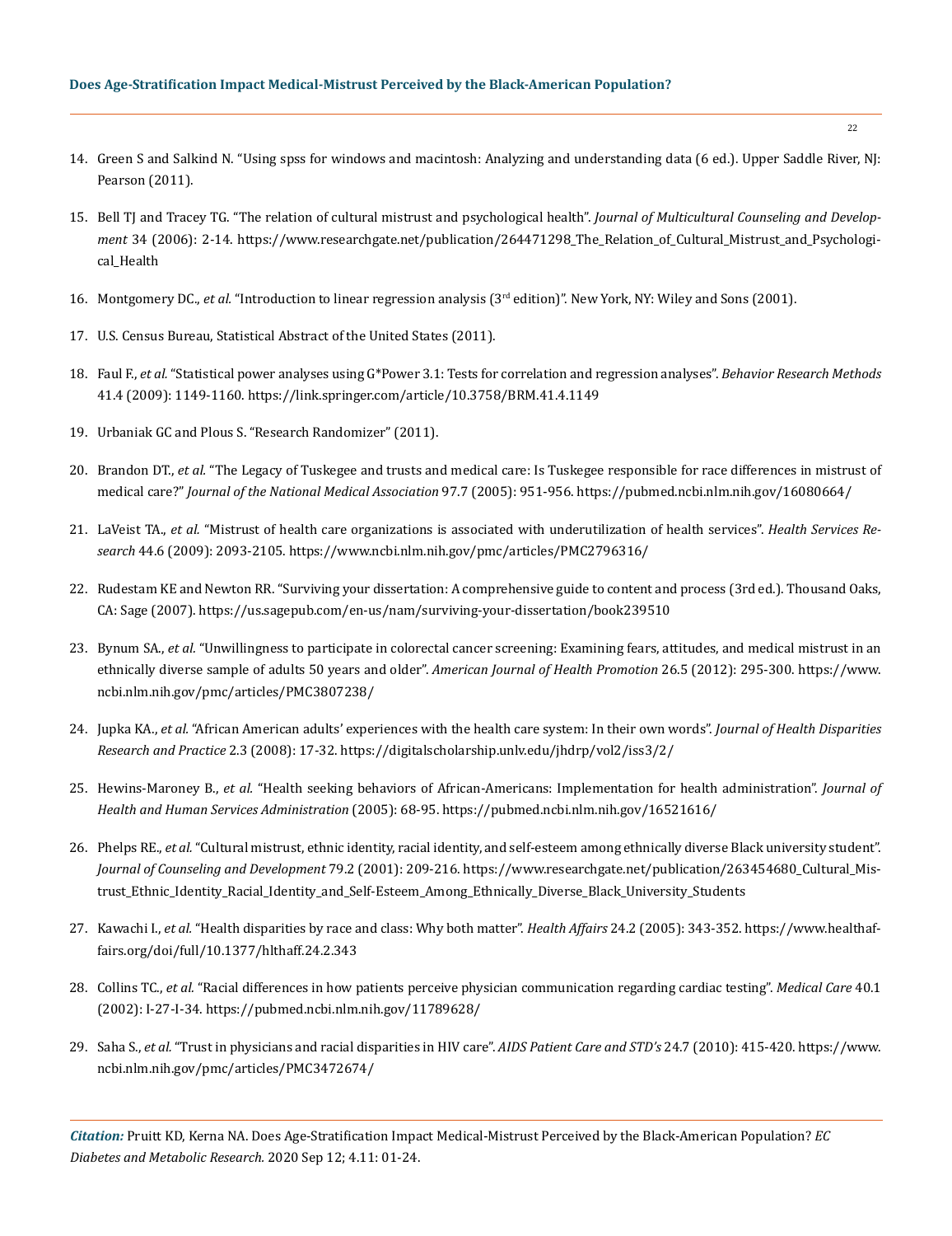14. Green S and Salkind N. "Using spss for windows and macintosh: Analyzing and understanding data (6 ed.). Upper Saddle River, NJ: Pearson (2011).

15. Bell TJ and Tracey TG. "The relation of cultural mistrust and psychological health". *Journal of Multicultural Counseling and Development* 34 (2006): 2-14. https://www.researchgate.net/publication/264471298_The_Relation_of_Cultural_Mistrust_and_Psychological_Health

16. Montgomery DC., *et al.* "Introduction to linear regression analysis (3rd edition)". New York, NY: Wiley and Sons (2001).

17. U.S. Census Bureau, Statistical Abstract of the United States (2011).

18. Faul F., *et al.* "Statistical power analyses using G*Power 3.1: Tests for correlation and regression analyses". *Behavior Research Methods* 41.4 (2009): 1149-1160. https://link.springer.com/article/10.3758/BRM.41.4.1149

19. Urbaniak GC and Plous S. "Research Randomizer" (2011).

20. Brandon DT., *et al.* "The Legacy of Tuskegee and trusts and medical care: Is Tuskegee responsible for race differences in mistrust of medical care?" *Journal of the National Medical Association* 97.7 (2005): 951-956. https://pubmed.ncbi.nlm.nih.gov/16080664/

21. LaVeist TA., *et al.* "Mistrust of health care organizations is associated with underutilization of health services". *Health Services Research* 44.6 (2009): 2093-2105. https://www.ncbi.nlm.nih.gov/pmc/articles/PMC2796316/

22. Rudestam KE and Newton RR. "Surviving your dissertation: A comprehensive guide to content and process (3rd ed.). Thousand Oaks, CA: Sage (2007). https://us.sagepub.com/en-us/nam/surviving-your-dissertation/book239510

23. Bynum SA., *et al.* "Unwillingness to participate in colorectal cancer screening: Examining fears, attitudes, and medical mistrust in an ethnically diverse sample of adults 50 years and older". *American Journal of Health Promotion* 26.5 (2012): 295-300. https://www.ncbi.nlm.nih.gov/pmc/articles/PMC3807238/

24. Jupka KA., *et al.* "African American adults' experiences with the health care system: In their own words". *Journal of Health Disparities Research and Practice* 2.3 (2008): 17-32. https://digitalscholarship.unlv.edu/jhdrp/vol2/iss3/2/

25. Hewins-Maroney B., *et al.* "Health seeking behaviors of African-Americans: Implementation for health administration". *Journal of Health and Human Services Administration* (2005): 68-95. https://pubmed.ncbi.nlm.nih.gov/16521616/

26. Phelps RE., *et al.* "Cultural mistrust, ethnic identity, racial identity, and self-esteem among ethnically diverse Black university student". *Journal of Counseling and Development* 79.2 (2001): 209-216. https://www.researchgate.net/publication/263454680_Cultural_Mistrust_Ethnic_Identity_Racial_Identity_and_Self-Esteem_Among_Ethnically_Diverse_Black_University_Students

27. Kawachi I., *et al.* "Health disparities by race and class: Why both matter". *Health Affairs* 24.2 (2005): 343-352. https://www.healthaffairs.org/doi/full/10.1377/hlthaff.24.2.343

28. Collins TC., *et al.* "Racial differences in how patients perceive physician communication regarding cardiac testing". *Medical Care* 40.1 (2002): I-27-I-34. https://pubmed.ncbi.nlm.nih.gov/11789628/

29. Saha S., *et al.* "Trust in physicians and racial disparities in HIV care". *AIDS Patient Care and STD's* 24.7 (2010): 415-420. https://www.ncbi.nlm.nih.gov/pmc/articles/PMC3472674/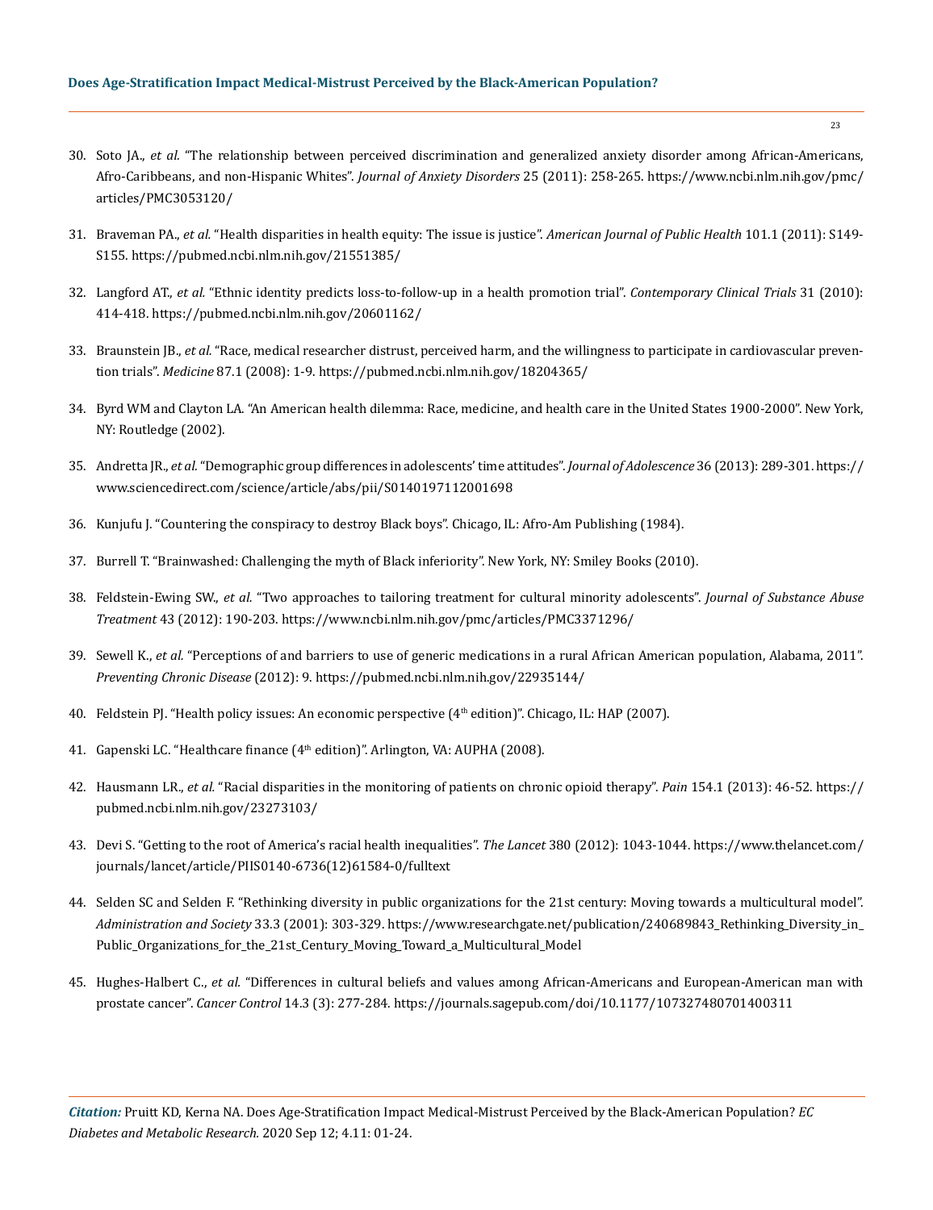30. Soto JA., *et al.* "The relationship between perceived discrimination and generalized anxiety disorder among African-Americans, Afro-Caribbeans, and non-Hispanic Whites". *Journal of Anxiety Disorders* 25 (2011): 258-265. https://www.ncbi.nlm.nih.gov/pmc/articles/PMC3053120/

31. Braveman PA., *et al.* "Health disparities in health equity: The issue is justice". *American Journal of Public Health* 101.1 (2011): S149-S155. https://pubmed.ncbi.nlm.nih.gov/21551385/

32. Langford AT., *et al.* "Ethnic identity predicts loss-to-follow-up in a health promotion trial". *Contemporary Clinical Trials* 31 (2010): 414-418. https://pubmed.ncbi.nlm.nih.gov/20601162/

33. Braunstein JB., *et al.* "Race, medical researcher distrust, perceived harm, and the willingness to participate in cardiovascular prevention trials". *Medicine* 87.1 (2008): 1-9. https://pubmed.ncbi.nlm.nih.gov/18204365/

34. Byrd WM and Clayton LA. "An American health dilemma: Race, medicine, and health care in the United States 1900-2000". New York, NY: Routledge (2002).

35. Andretta JR., *et al.* "Demographic group differences in adolescents' time attitudes". *Journal of Adolescence* 36 (2013): 289-301. https://www.sciencedirect.com/science/article/abs/pii/S0140197112001698

36. Kunjufu J. "Countering the conspiracy to destroy Black boys". Chicago, IL: Afro-Am Publishing (1984).

37. Burrell T. "Brainwashed: Challenging the myth of Black inferiority". New York, NY: Smiley Books (2010).

38. Feldstein-Ewing SW., *et al.* "Two approaches to tailoring treatment for cultural minority adolescents". *Journal of Substance Abuse Treatment* 43 (2012): 190-203. https://www.ncbi.nlm.nih.gov/pmc/articles/PMC3371296/

39. Sewell K., *et al.* "Perceptions of and barriers to use of generic medications in a rural African American population, Alabama, 2011". *Preventing Chronic Disease* (2012): 9. https://pubmed.ncbi.nlm.nih.gov/22935144/

40. Feldstein PJ. "Health policy issues: An economic perspective (4th edition)". Chicago, IL: HAP (2007).

41. Gapenski LC. "Healthcare finance (4th edition)". Arlington, VA: AUPHA (2008).

42. Hausmann LR., *et al.* "Racial disparities in the monitoring of patients on chronic opioid therapy". *Pain* 154.1 (2013): 46-52. https://pubmed.ncbi.nlm.nih.gov/23273103/

43. Devi S. "Getting to the root of America's racial health inequalities". *The Lancet* 380 (2012): 1043-1044. https://www.thelancet.com/journals/lancet/article/PIIS0140-6736(12)61584-0/fulltext

44. Selden SC and Selden F. "Rethinking diversity in public organizations for the 21st century: Moving towards a multicultural model". *Administration and Society* 33.3 (2001): 303-329. https://www.researchgate.net/publication/240689843_Rethinking_Diversity_in_Public_Organizations_for_the_21st_Century_Moving_Toward_a_Multicultural_Model

45. Hughes-Halbert C., *et al.* "Differences in cultural beliefs and values among African-Americans and European-American man with prostate cancer". *Cancer Control* 14.3 (3): 277-284. https://journals.sagepub.com/doi/10.1177/107327480701400311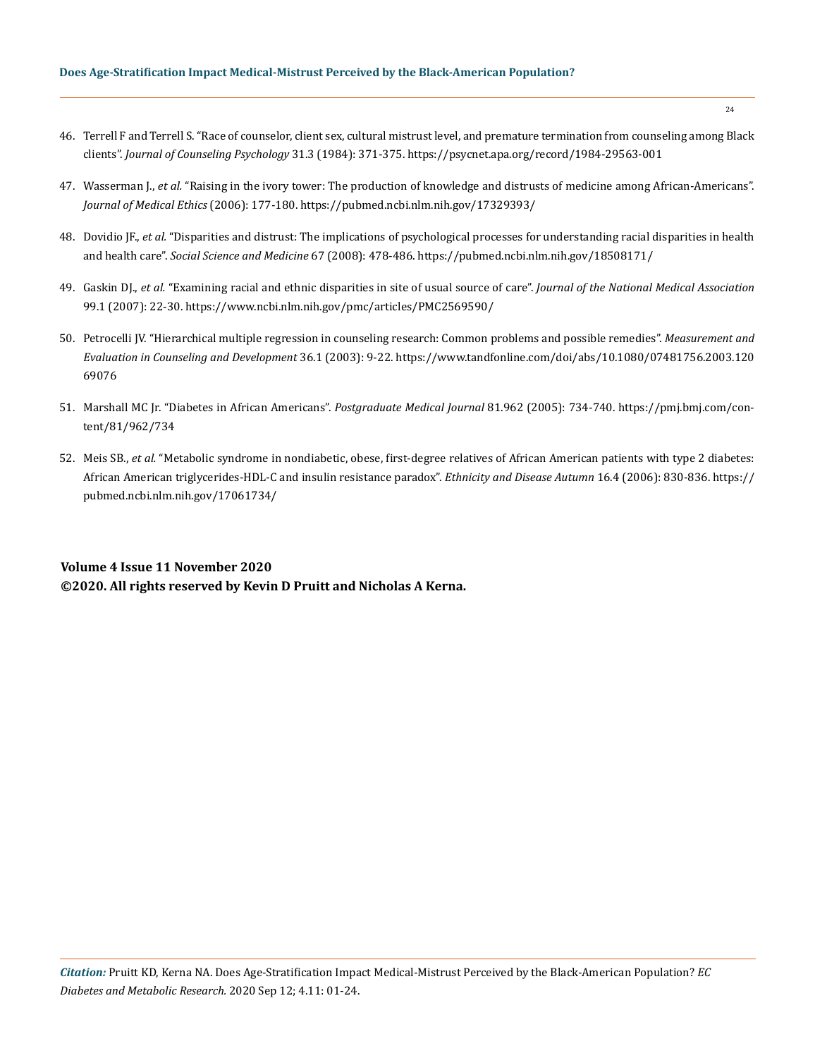46. Terrell F and Terrell S. "Race of counselor, client sex, cultural mistrust level, and premature termination from counseling among Black clients". *Journal of Counseling Psychology* 31.3 (1984): 371-375. https://psycnet.apa.org/record/1984-29563-001

47. Wasserman J., *et al.* "Raising in the ivory tower: The production of knowledge and distrusts of medicine among African-Americans". *Journal of Medical Ethics* (2006): 177-180. https://pubmed.ncbi.nlm.nih.gov/17329393/

48. Dovidio JF., *et al.* "Disparities and distrust: The implications of psychological processes for understanding racial disparities in health and health care". *Social Science and Medicine* 67 (2008): 478-486. https://pubmed.ncbi.nlm.nih.gov/18508171/

49. Gaskin DJ., *et al.* "Examining racial and ethnic disparities in site of usual source of care". *Journal of the National Medical Association* 99.1 (2007): 22-30. https://www.ncbi.nlm.nih.gov/pmc/articles/PMC2569590/

50. Petrocelli JV. "Hierarchical multiple regression in counseling research: Common problems and possible remedies". *Measurement and Evaluation in Counseling and Development* 36.1 (2003): 9-22. https://www.tandfonline.com/doi/abs/10.1080/07481756.2003.12069076

51. Marshall MC Jr. "Diabetes in African Americans". *Postgraduate Medical Journal* 81.962 (2005): 734-740. https://pmj.bmj.com/content/81/962/734

52. Meis SB., *et al.* "Metabolic syndrome in nondiabetic, obese, first-degree relatives of African American patients with type 2 diabetes: African American triglycerides-HDL-C and insulin resistance paradox". *Ethnicity and Disease Autumn* 16.4 (2006): 830-836. https://pubmed.ncbi.nlm.nih.gov/17061734/

**Volume 4 Issue 11 November 2020**
**©2020. All rights reserved by Kevin D Pruitt and Nicholas A Kerna.**